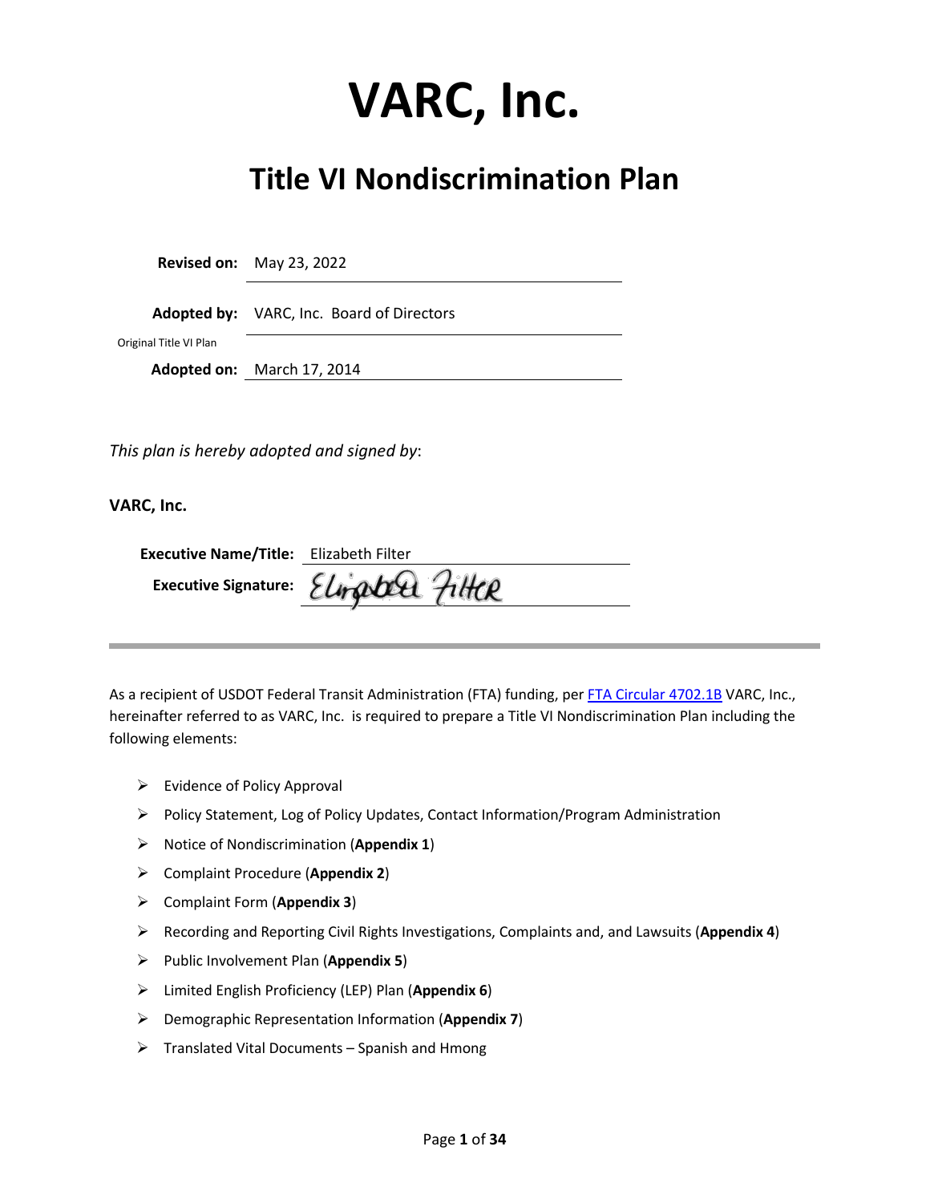# VARC, Inc.

## Title VI Nondiscrimination Plan

**Revised on:** May 23, 2022

**Adopted by:** VARC, Inc. Board of Directors

Original Title VI Plan

**Adopted on:** March 17, 2014

*This plan is hereby adopted and signed by*:

**VARC, Inc.**

**Executive Name/Title:** Elizabeth Filter

**Executive Signature:** Elizabeth Filter

---

As a recipient of USDOT Federal Transit Administration (FTA) funding, per FTA Circular 4702.1B VARC, Inc., hereinafter referred to as VARC, Inc. is required to prepare a Title VI Nondiscrimination Plan including the following elements:

- Evidence of Policy Approval
- Policy Statement, Log of Policy Updates, Contact Information/Program Administration
- Notice of Nondiscrimination (**Appendix 1**)
- Complaint Procedure (**Appendix 2**)
- Complaint Form (**Appendix 3**)
- Recording and Reporting Civil Rights Investigations, Complaints and, and Lawsuits (**Appendix 4**)
- Public Involvement Plan (**Appendix 5**)
- Limited English Proficiency (LEP) Plan (**Appendix 6**)
- Demographic Representation Information (**Appendix 7**)
- Translated Vital Documents – Spanish and Hmong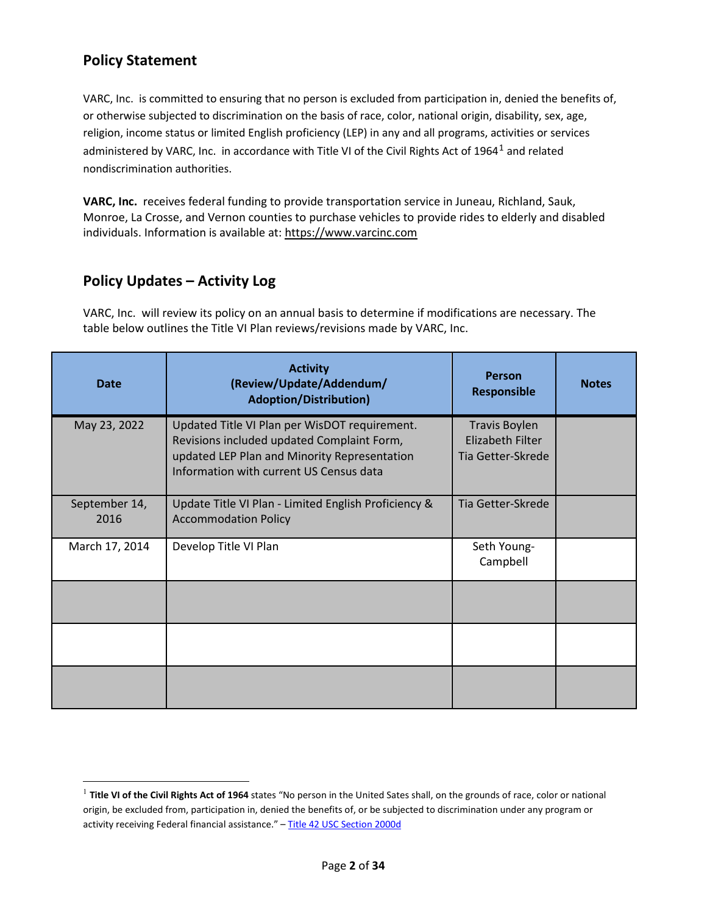## Policy Statement

VARC, Inc. is committed to ensuring that no person is excluded from participation in, denied the benefits of, or otherwise subjected to discrimination on the basis of race, color, national origin, disability, sex, age, religion, income status or limited English proficiency (LEP) in any and all programs, activities or services administered by VARC, Inc. in accordance with Title VI of the Civil Rights Act of 1964[1] and related nondiscrimination authorities.

**VARC, Inc.** receives federal funding to provide transportation service in Juneau, Richland, Sauk, Monroe, La Crosse, and Vernon counties to purchase vehicles to provide rides to elderly and disabled individuals. Information is available at: https://www.varcinc.com

## Policy Updates – Activity Log

VARC, Inc. will review its policy on an annual basis to determine if modifications are necessary. The table below outlines the Title VI Plan reviews/revisions made by VARC, Inc.

| Date | Activity (Review/Update/Addendum/ Adoption/Distribution) | Person Responsible | Notes |
|---|---|---|---|
| May 23, 2022 | Updated Title VI Plan per WisDOT requirement. Revisions included updated Complaint Form, updated LEP Plan and Minority Representation Information with current US Census data | Travis Boylen<br>Elizabeth Filter<br>Tia Getter-Skrede | |
| September 14, 2016 | Update Title VI Plan - Limited English Proficiency & Accommodation Policy | Tia Getter-Skrede | |
| March 17, 2014 | Develop Title VI Plan | Seth Young-Campbell | |
| | | | |
| | | | |
| | | | |

[1] **Title VI of the Civil Rights Act of 1964** states "No person in the United Sates shall, on the grounds of race, color or national origin, be excluded from, participation in, denied the benefits of, or be subjected to discrimination under any program or activity receiving Federal financial assistance." – Title 42 USC Section 2000d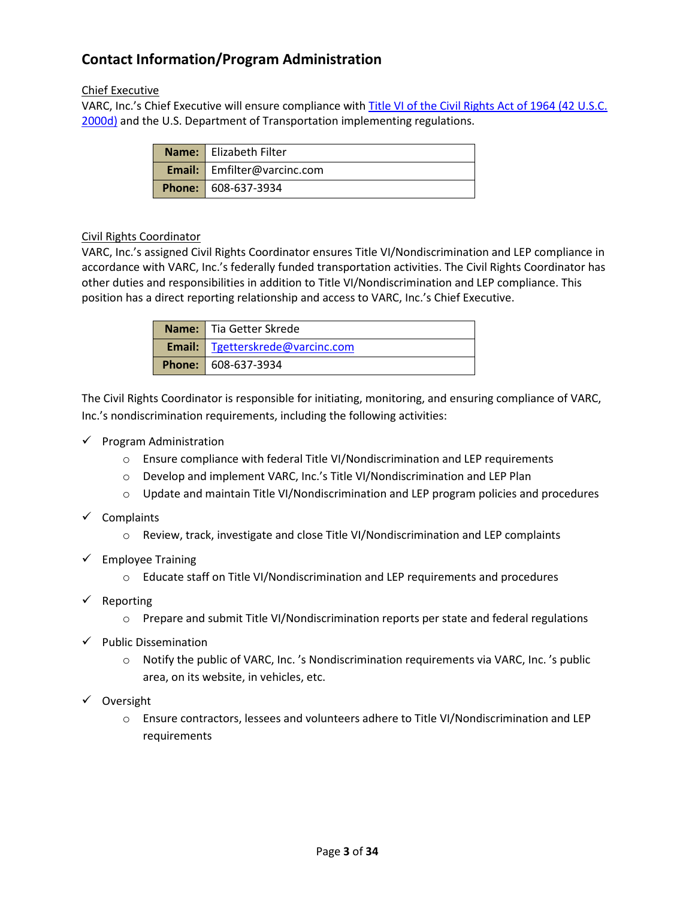## Contact Information/Program Administration

Chief Executive

VARC, Inc.'s Chief Executive will ensure compliance with [Title VI of the Civil Rights Act of 1964 (42 U.S.C. 2000d)] and the U.S. Department of Transportation implementing regulations.

| **Name:** | Elizabeth Filter |
|---|---|
| **Email:** | Emfilter@varcinc.com |
| **Phone:** | 608-637-3934 |

Civil Rights Coordinator

VARC, Inc.'s assigned Civil Rights Coordinator ensures Title VI/Nondiscrimination and LEP compliance in accordance with VARC, Inc.'s federally funded transportation activities. The Civil Rights Coordinator has other duties and responsibilities in addition to Title VI/Nondiscrimination and LEP compliance. This position has a direct reporting relationship and access to VARC, Inc.'s Chief Executive.

| **Name:** | Tia Getter Skrede |
|---|---|
| **Email:** | Tgetterskrede@varcinc.com |
| **Phone:** | 608-637-3934 |

The Civil Rights Coordinator is responsible for initiating, monitoring, and ensuring compliance of VARC, Inc.'s nondiscrimination requirements, including the following activities:

- ✓ Program Administration
  - Ensure compliance with federal Title VI/Nondiscrimination and LEP requirements
  - Develop and implement VARC, Inc.'s Title VI/Nondiscrimination and LEP Plan
  - Update and maintain Title VI/Nondiscrimination and LEP program policies and procedures
- ✓ Complaints
  - Review, track, investigate and close Title VI/Nondiscrimination and LEP complaints
- ✓ Employee Training
  - Educate staff on Title VI/Nondiscrimination and LEP requirements and procedures
- ✓ Reporting
  - Prepare and submit Title VI/Nondiscrimination reports per state and federal regulations
- ✓ Public Dissemination
  - Notify the public of VARC, Inc. 's Nondiscrimination requirements via VARC, Inc. 's public area, on its website, in vehicles, etc.
- ✓ Oversight
  - Ensure contractors, lessees and volunteers adhere to Title VI/Nondiscrimination and LEP requirements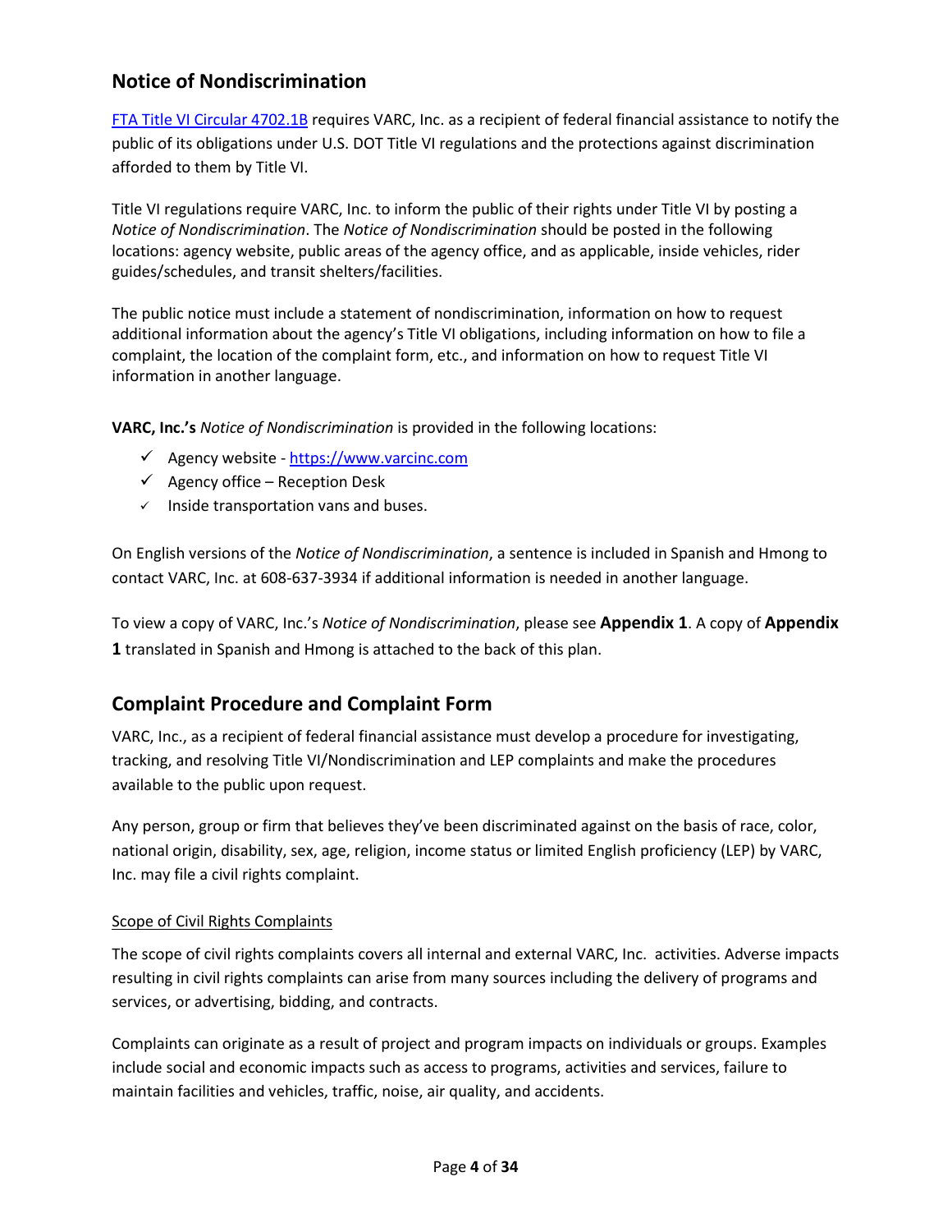## Notice of Nondiscrimination

[FTA Title VI Circular 4702.1B](FTA Title VI Circular 4702.1B) requires VARC, Inc. as a recipient of federal financial assistance to notify the public of its obligations under U.S. DOT Title VI regulations and the protections against discrimination afforded to them by Title VI.

Title VI regulations require VARC, Inc. to inform the public of their rights under Title VI by posting a *Notice of Nondiscrimination*. The *Notice of Nondiscrimination* should be posted in the following locations: agency website, public areas of the agency office, and as applicable, inside vehicles, rider guides/schedules, and transit shelters/facilities.

The public notice must include a statement of nondiscrimination, information on how to request additional information about the agency's Title VI obligations, including information on how to file a complaint, the location of the complaint form, etc., and information on how to request Title VI information in another language.

**VARC, Inc.'s** *Notice of Nondiscrimination* is provided in the following locations:

- ✓ Agency website - [https://www.varcinc.com](https://www.varcinc.com)
- ✓ Agency office – Reception Desk
- ✓ Inside transportation vans and buses.

On English versions of the *Notice of Nondiscrimination*, a sentence is included in Spanish and Hmong to contact VARC, Inc. at 608-637-3934 if additional information is needed in another language.

To view a copy of VARC, Inc.'s *Notice of Nondiscrimination*, please see **Appendix 1**. A copy of **Appendix 1** translated in Spanish and Hmong is attached to the back of this plan.

## Complaint Procedure and Complaint Form

VARC, Inc., as a recipient of federal financial assistance must develop a procedure for investigating, tracking, and resolving Title VI/Nondiscrimination and LEP complaints and make the procedures available to the public upon request.

Any person, group or firm that believes they've been discriminated against on the basis of race, color, national origin, disability, sex, age, religion, income status or limited English proficiency (LEP) by VARC, Inc. may file a civil rights complaint.

<u>Scope of Civil Rights Complaints</u>

The scope of civil rights complaints covers all internal and external VARC, Inc. activities. Adverse impacts resulting in civil rights complaints can arise from many sources including the delivery of programs and services, or advertising, bidding, and contracts.

Complaints can originate as a result of project and program impacts on individuals or groups. Examples include social and economic impacts such as access to programs, activities and services, failure to maintain facilities and vehicles, traffic, noise, air quality, and accidents.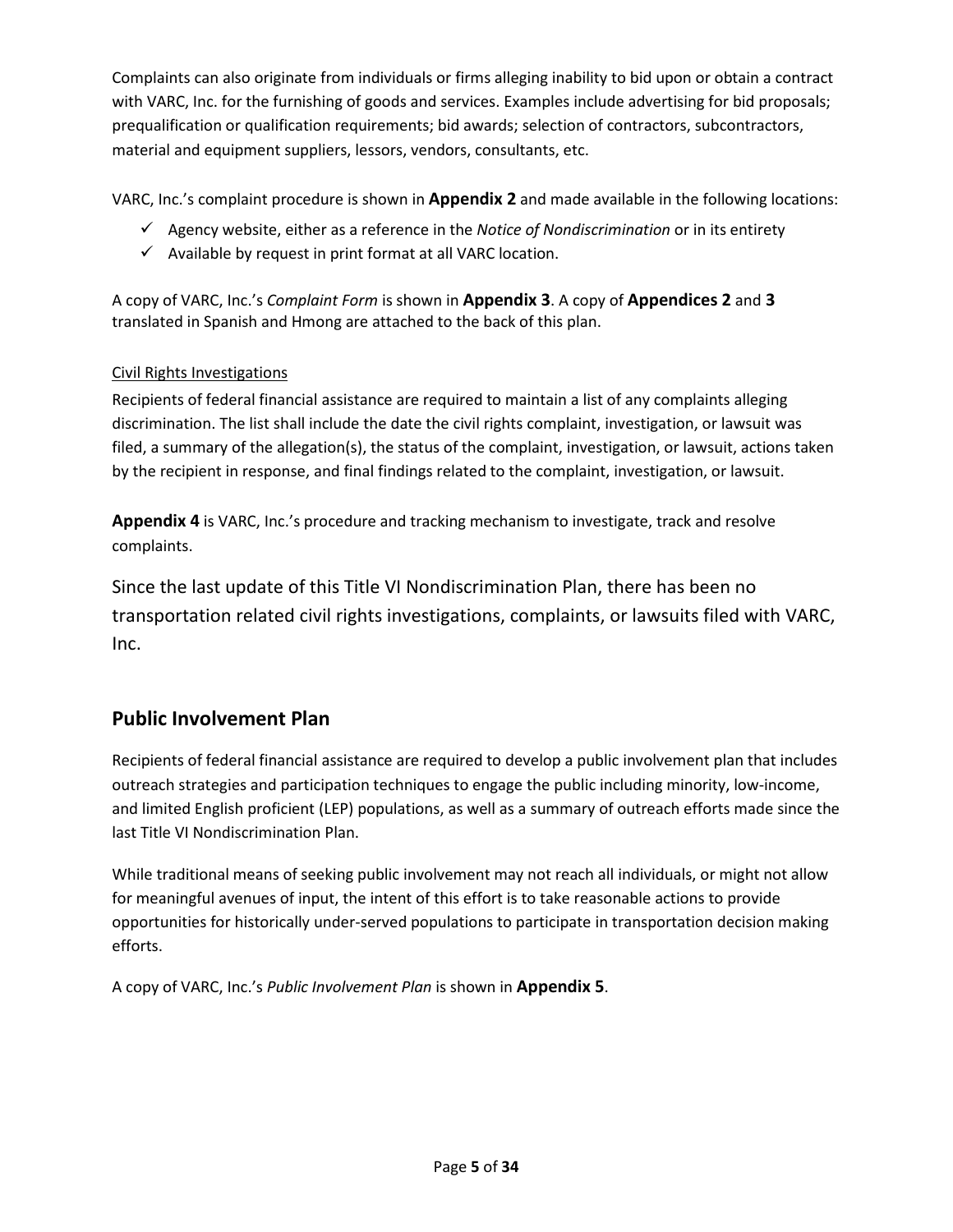Complaints can also originate from individuals or firms alleging inability to bid upon or obtain a contract with VARC, Inc. for the furnishing of goods and services. Examples include advertising for bid proposals; prequalification or qualification requirements; bid awards; selection of contractors, subcontractors, material and equipment suppliers, lessors, vendors, consultants, etc.

VARC, Inc.'s complaint procedure is shown in **Appendix 2** and made available in the following locations:

- ✓ Agency website, either as a reference in the *Notice of Nondiscrimination* or in its entirety
- ✓ Available by request in print format at all VARC location.

A copy of VARC, Inc.'s *Complaint Form* is shown in **Appendix 3**. A copy of **Appendices 2** and **3** translated in Spanish and Hmong are attached to the back of this plan.

Civil Rights Investigations

Recipients of federal financial assistance are required to maintain a list of any complaints alleging discrimination. The list shall include the date the civil rights complaint, investigation, or lawsuit was filed, a summary of the allegation(s), the status of the complaint, investigation, or lawsuit, actions taken by the recipient in response, and final findings related to the complaint, investigation, or lawsuit.

**Appendix 4** is VARC, Inc.'s procedure and tracking mechanism to investigate, track and resolve complaints.

Since the last update of this Title VI Nondiscrimination Plan, there has been no transportation related civil rights investigations, complaints, or lawsuits filed with VARC, Inc.

## Public Involvement Plan

Recipients of federal financial assistance are required to develop a public involvement plan that includes outreach strategies and participation techniques to engage the public including minority, low-income, and limited English proficient (LEP) populations, as well as a summary of outreach efforts made since the last Title VI Nondiscrimination Plan.

While traditional means of seeking public involvement may not reach all individuals, or might not allow for meaningful avenues of input, the intent of this effort is to take reasonable actions to provide opportunities for historically under-served populations to participate in transportation decision making efforts.

A copy of VARC, Inc.'s *Public Involvement Plan* is shown in **Appendix 5**.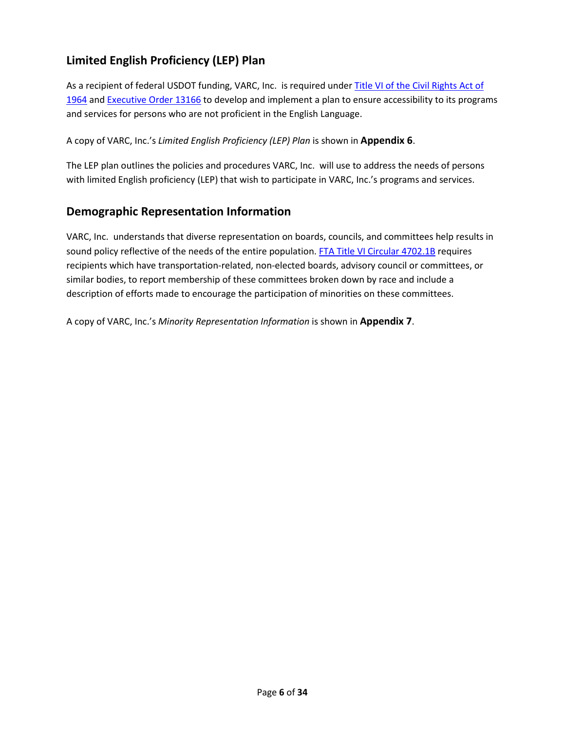## Limited English Proficiency (LEP) Plan

As a recipient of federal USDOT funding, VARC, Inc. is required under [Title VI of the Civil Rights Act of 1964]() and [Executive Order 13166]() to develop and implement a plan to ensure accessibility to its programs and services for persons who are not proficient in the English Language.

A copy of VARC, Inc.'s *Limited English Proficiency (LEP) Plan* is shown in **Appendix 6**.

The LEP plan outlines the policies and procedures VARC, Inc. will use to address the needs of persons with limited English proficiency (LEP) that wish to participate in VARC, Inc.'s programs and services.

## Demographic Representation Information

VARC, Inc. understands that diverse representation on boards, councils, and committees help results in sound policy reflective of the needs of the entire population. [FTA Title VI Circular 4702.1B]() requires recipients which have transportation-related, non-elected boards, advisory council or committees, or similar bodies, to report membership of these committees broken down by race and include a description of efforts made to encourage the participation of minorities on these committees.

A copy of VARC, Inc.'s *Minority Representation Information* is shown in **Appendix 7**.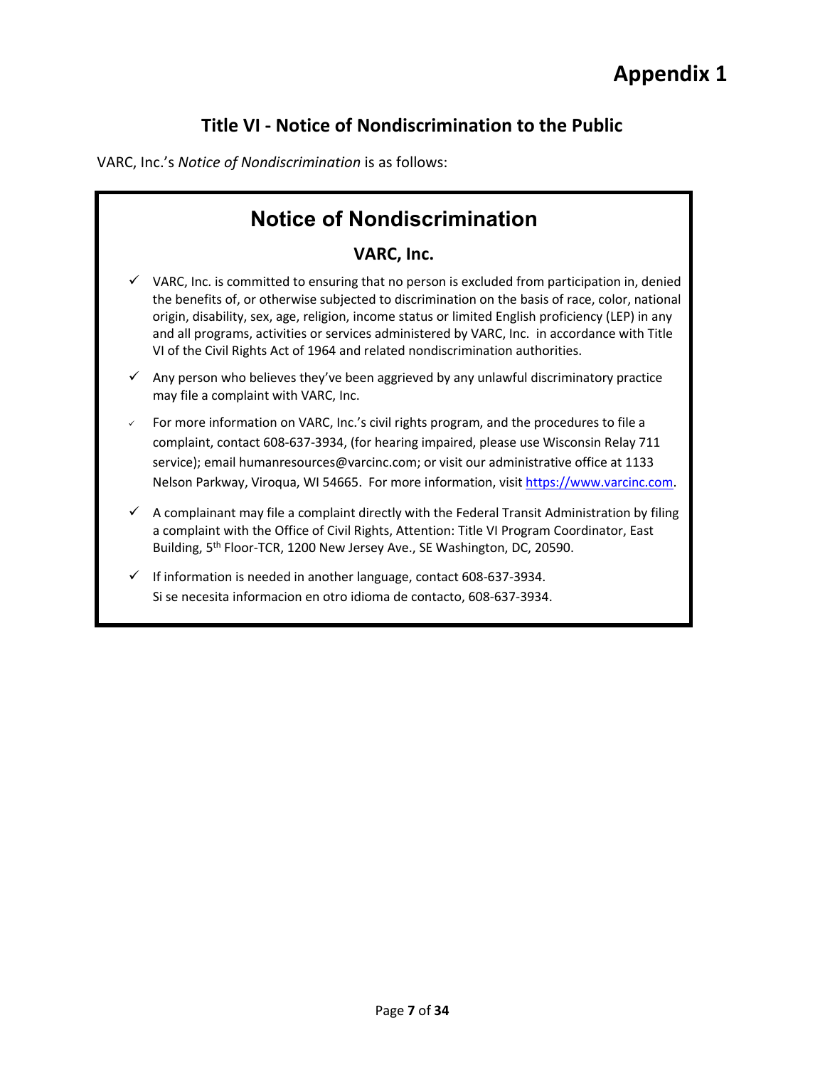# Appendix 1

## Title VI - Notice of Nondiscrimination to the Public

VARC, Inc.'s *Notice of Nondiscrimination* is as follows:

## Notice of Nondiscrimination

### VARC, Inc.

- ✓ VARC, Inc. is committed to ensuring that no person is excluded from participation in, denied the benefits of, or otherwise subjected to discrimination on the basis of race, color, national origin, disability, sex, age, religion, income status or limited English proficiency (LEP) in any and all programs, activities or services administered by VARC, Inc. in accordance with Title VI of the Civil Rights Act of 1964 and related nondiscrimination authorities.
- ✓ Any person who believes they've been aggrieved by any unlawful discriminatory practice may file a complaint with VARC, Inc.
- ✓ For more information on VARC, Inc.'s civil rights program, and the procedures to file a complaint, contact 608-637-3934, (for hearing impaired, please use Wisconsin Relay 711 service); email humanresources@varcinc.com; or visit our administrative office at 1133 Nelson Parkway, Viroqua, WI 54665. For more information, visit https://www.varcinc.com.
- ✓ A complainant may file a complaint directly with the Federal Transit Administration by filing a complaint with the Office of Civil Rights, Attention: Title VI Program Coordinator, East Building, 5th Floor-TCR, 1200 New Jersey Ave., SE Washington, DC, 20590.
- ✓ If information is needed in another language, contact 608-637-3934.
  Si se necesita informacion en otro idioma de contacto, 608-637-3934.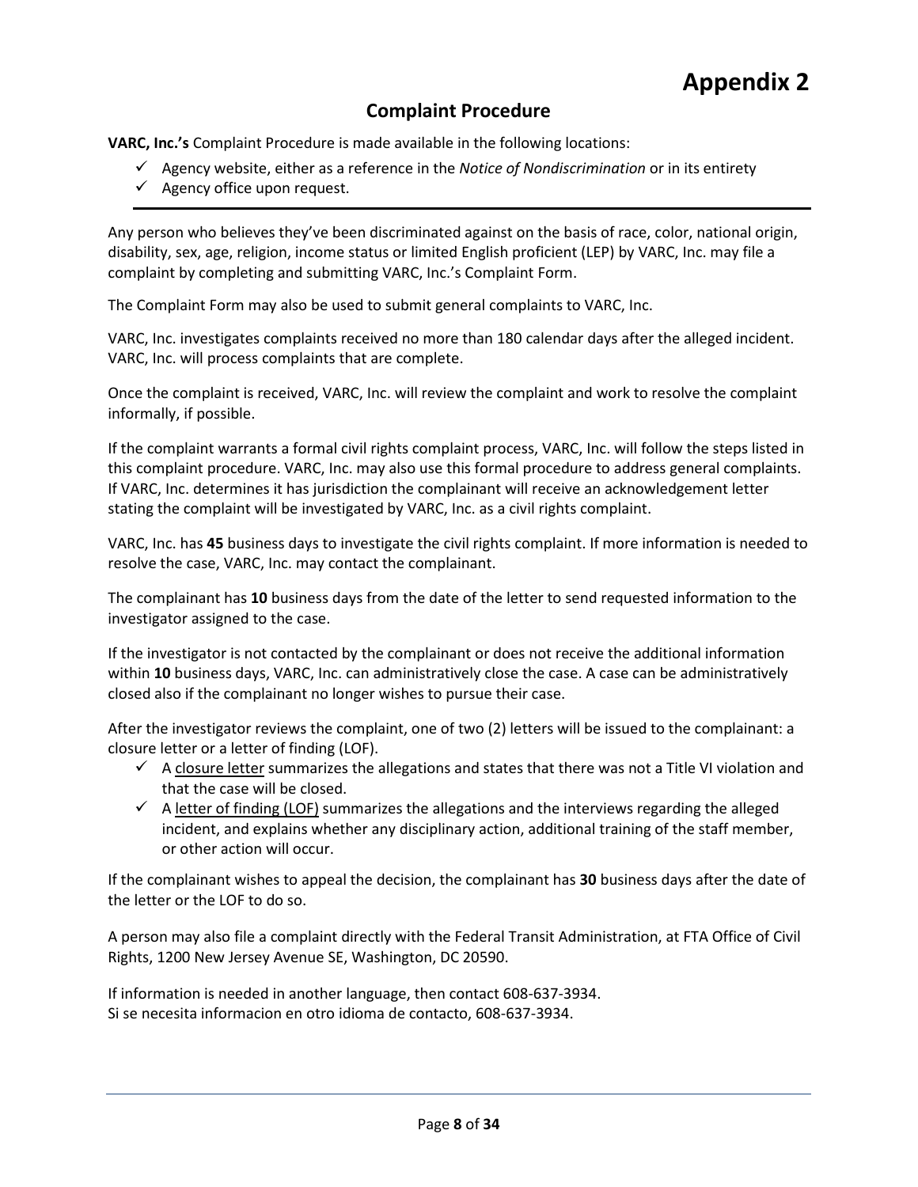# Appendix 2

## Complaint Procedure

**VARC, Inc.'s** Complaint Procedure is made available in the following locations:

- ✓ Agency website, either as a reference in the *Notice of Nondiscrimination* or in its entirety
- ✓ Agency office upon request.

---

Any person who believes they've been discriminated against on the basis of race, color, national origin, disability, sex, age, religion, income status or limited English proficient (LEP) by VARC, Inc. may file a complaint by completing and submitting VARC, Inc.'s Complaint Form.

The Complaint Form may also be used to submit general complaints to VARC, Inc.

VARC, Inc. investigates complaints received no more than 180 calendar days after the alleged incident. VARC, Inc. will process complaints that are complete.

Once the complaint is received, VARC, Inc. will review the complaint and work to resolve the complaint informally, if possible.

If the complaint warrants a formal civil rights complaint process, VARC, Inc. will follow the steps listed in this complaint procedure. VARC, Inc. may also use this formal procedure to address general complaints. If VARC, Inc. determines it has jurisdiction the complainant will receive an acknowledgement letter stating the complaint will be investigated by VARC, Inc. as a civil rights complaint.

VARC, Inc. has **45** business days to investigate the civil rights complaint. If more information is needed to resolve the case, VARC, Inc. may contact the complainant.

The complainant has **10** business days from the date of the letter to send requested information to the investigator assigned to the case.

If the investigator is not contacted by the complainant or does not receive the additional information within **10** business days, VARC, Inc. can administratively close the case. A case can be administratively closed also if the complainant no longer wishes to pursue their case.

After the investigator reviews the complaint, one of two (2) letters will be issued to the complainant: a closure letter or a letter of finding (LOF).

- ✓ A closure letter summarizes the allegations and states that there was not a Title VI violation and that the case will be closed.
- ✓ A letter of finding (LOF) summarizes the allegations and the interviews regarding the alleged incident, and explains whether any disciplinary action, additional training of the staff member, or other action will occur.

If the complainant wishes to appeal the decision, the complainant has **30** business days after the date of the letter or the LOF to do so.

A person may also file a complaint directly with the Federal Transit Administration, at FTA Office of Civil Rights, 1200 New Jersey Avenue SE, Washington, DC 20590.

If information is needed in another language, then contact 608-637-3934.
Si se necesita informacion en otro idioma de contacto, 608-637-3934.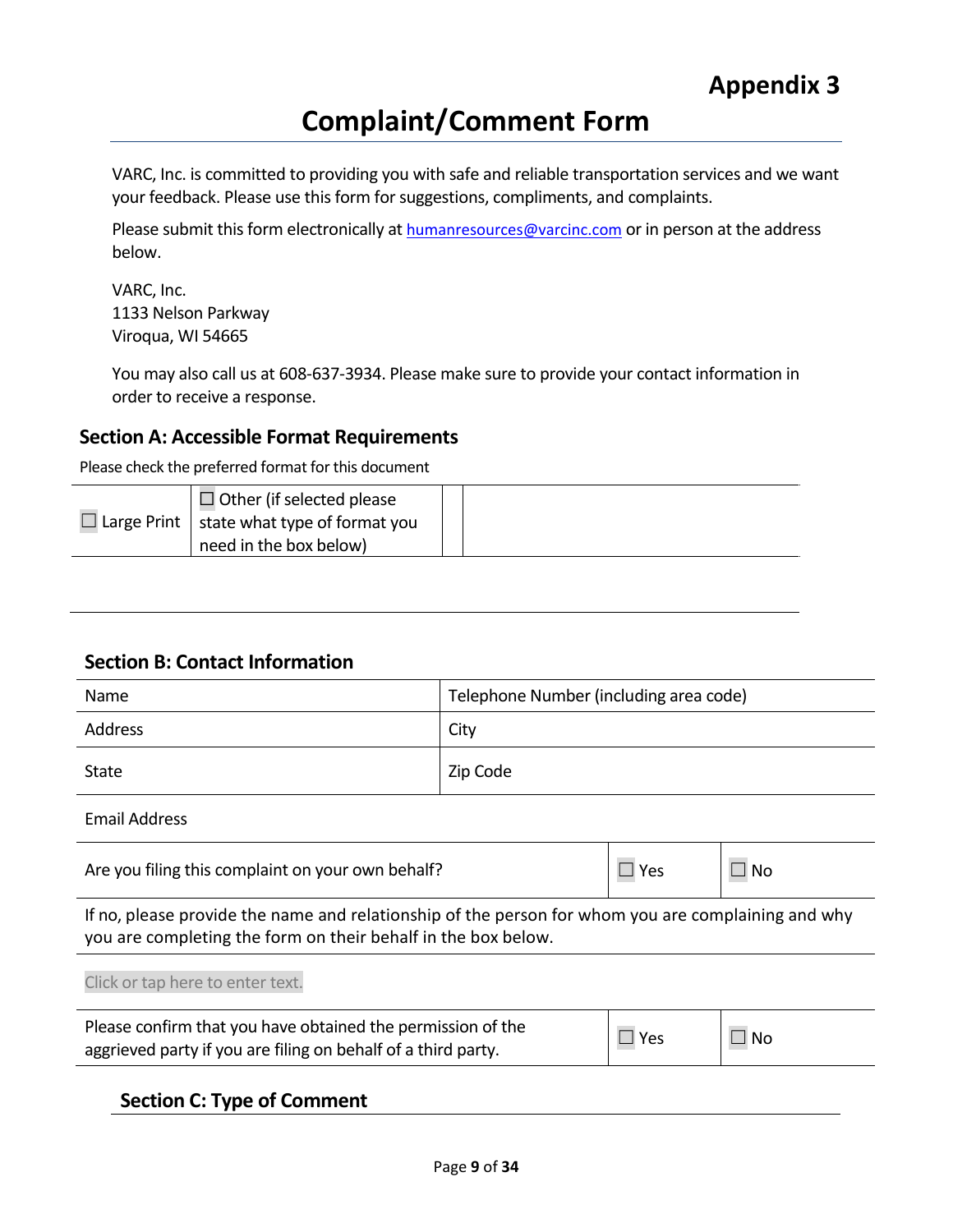# Appendix 3

# Complaint/Comment Form

VARC, Inc. is committed to providing you with safe and reliable transportation services and we want your feedback. Please use this form for suggestions, compliments, and complaints.

Please submit this form electronically at humanresources@varcinc.com or in person at the address below.

VARC, Inc.
1133 Nelson Parkway
Viroqua, WI 54665

You may also call us at 608-637-3934. Please make sure to provide your contact information in order to receive a response.

## Section A: Accessible Format Requirements

Please check the preferred format for this document

| ☐ Large Print | ☐ Other (if selected please state what type of format you need in the box below) | | |
|---|---|---|---|

## Section B: Contact Information

| Name | Telephone Number (including area code) |
|---|---|
| Address | City |
| State | Zip Code |
| Email Address | |

| Are you filing this complaint on your own behalf? | ☐ Yes | ☐ No |
|---|---|---|

If no, please provide the name and relationship of the person for whom you are complaining and why you are completing the form on their behalf in the box below.

Click or tap here to enter text.

| Please confirm that you have obtained the permission of the aggrieved party if you are filing on behalf of a third party. | ☐ Yes | ☐ No |
|---|---|---|

## Section C: Type of Comment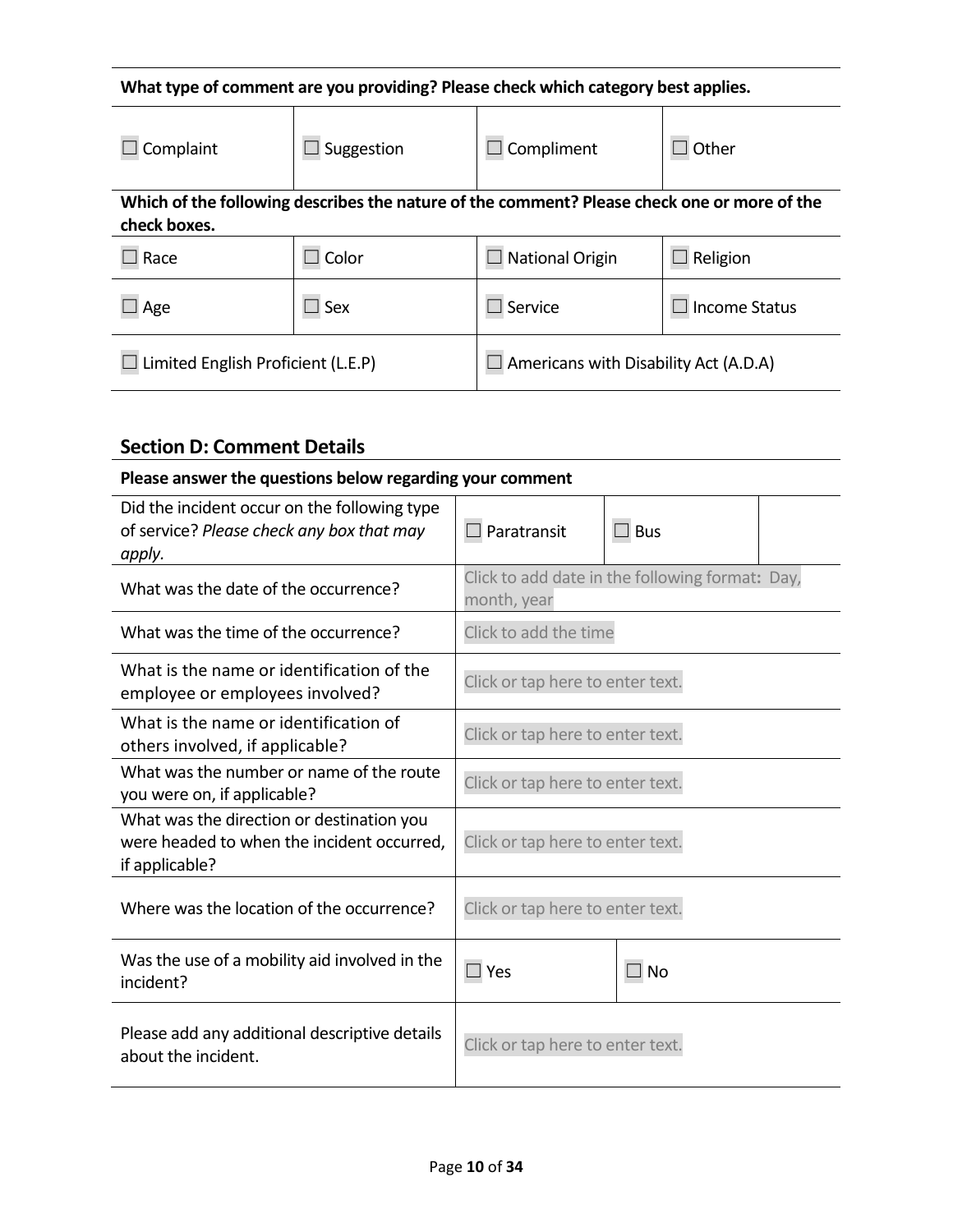| What type of comment are you providing? Please check which category best applies. | | | |
|---|---|---|---|
| ☐ Complaint | ☐ Suggestion | ☐ Compliment | ☐ Other |

| Which of the following describes the nature of the comment? Please check one or more of the check boxes. | | | |
|---|---|---|---|
| ☐ Race | ☐ Color | ☐ National Origin | ☐ Religion |
| ☐ Age | ☐ Sex | ☐ Service | ☐ Income Status |
| ☐ Limited English Proficient (L.E.P) | | ☐ Americans with Disability Act (A.D.A) | |

## Section D: Comment Details

| Please answer the questions below regarding your comment | | | |
|---|---|---|---|
| Did the incident occur on the following type of service? *Please check any box that may apply.* | ☐ Paratransit | ☐ Bus | |
| What was the date of the occurrence? | Click to add date in the following format: Day, month, year | | |
| What was the time of the occurrence? | Click to add the time | | |
| What is the name or identification of the employee or employees involved? | Click or tap here to enter text. | | |
| What is the name or identification of others involved, if applicable? | Click or tap here to enter text. | | |
| What was the number or name of the route you were on, if applicable? | Click or tap here to enter text. | | |
| What was the direction or destination you were headed to when the incident occurred, if applicable? | Click or tap here to enter text. | | |
| Where was the location of the occurrence? | Click or tap here to enter text. | | |
| Was the use of a mobility aid involved in the incident? | ☐ Yes | ☐ No | |
| Please add any additional descriptive details about the incident. | Click or tap here to enter text. | | |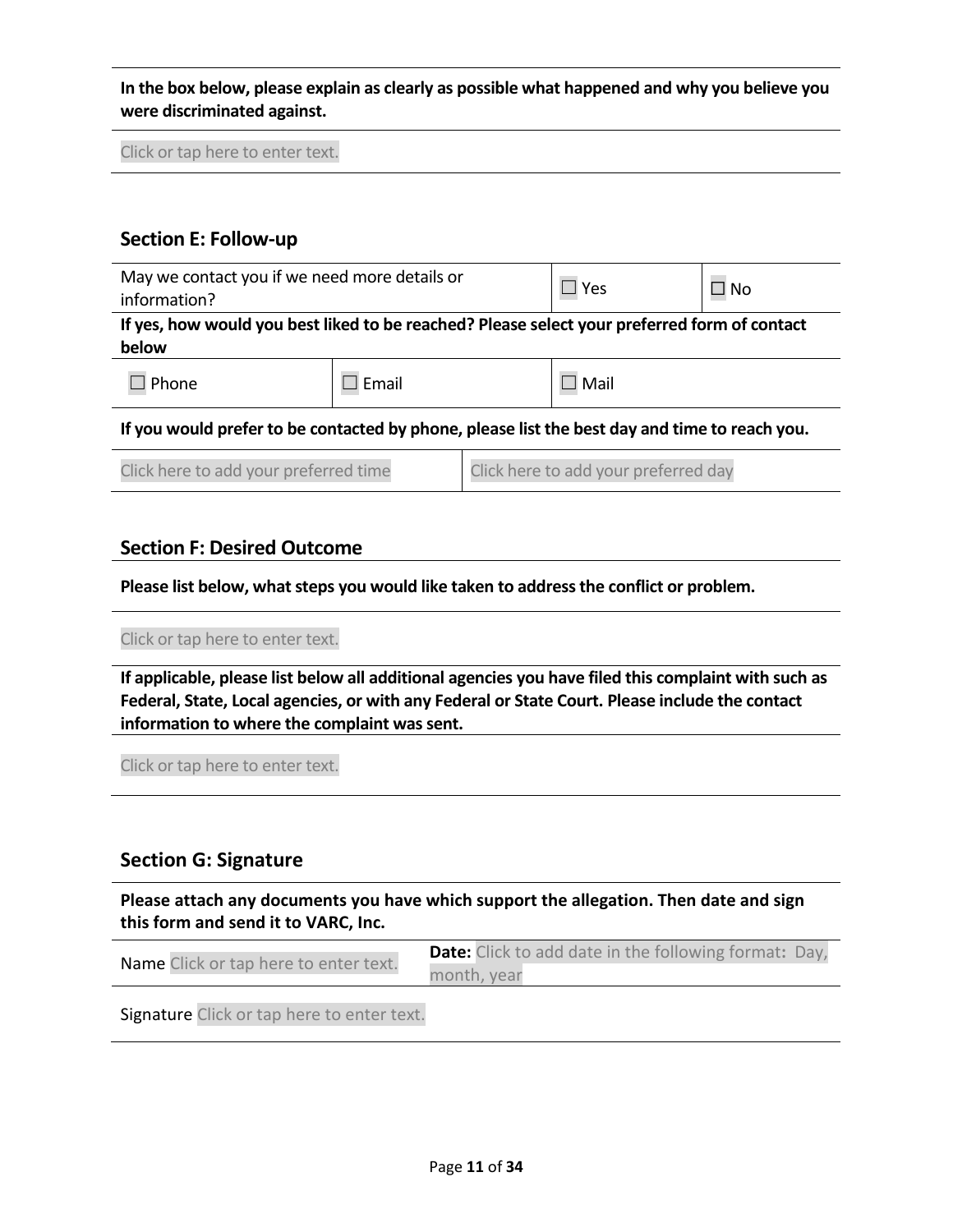**In the box below, please explain as clearly as possible what happened and why you believe you were discriminated against.**

Click or tap here to enter text.

## Section E: Follow-up

| May we contact you if we need more details or information? | ☐ Yes | ☐ No |
|---|---|---|

**If yes, how would you best liked to be reached? Please select your preferred form of contact below**

| ☐ Phone | ☐ Email | ☐ Mail |
|---|---|---|

**If you would prefer to be contacted by phone, please list the best day and time to reach you.**

| Click here to add your preferred time | Click here to add your preferred day |
|---|---|

## Section F: Desired Outcome

**Please list below, what steps you would like taken to address the conflict or problem.**

Click or tap here to enter text.

**If applicable, please list below all additional agencies you have filed this complaint with such as Federal, State, Local agencies, or with any Federal or State Court. Please include the contact information to where the complaint was sent.**

Click or tap here to enter text.

## Section G: Signature

**Please attach any documents you have which support the allegation. Then date and sign this form and send it to VARC, Inc.**

| Name Click or tap here to enter text. | **Date:** Click to add date in the following format**:** Day, month, year |
|---|---|

Signature Click or tap here to enter text.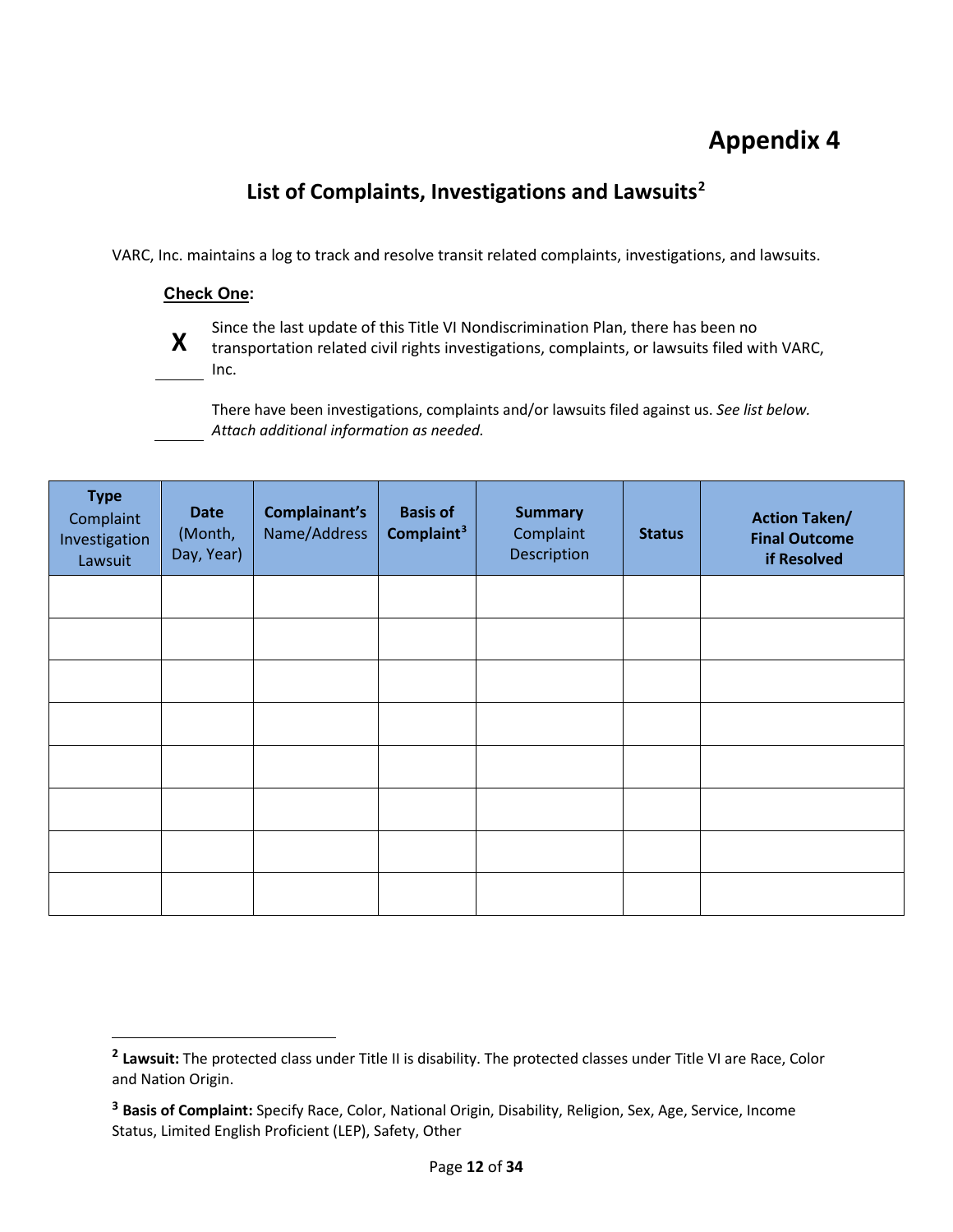# Appendix 4

## List of Complaints, Investigations and Lawsuits[2]

VARC, Inc. maintains a log to track and resolve transit related complaints, investigations, and lawsuits.

**Check One:**

**X** Since the last update of this Title VI Nondiscrimination Plan, there has been no transportation related civil rights investigations, complaints, or lawsuits filed with VARC, Inc.

\_\_\_\_\_ There have been investigations, complaints and/or lawsuits filed against us. *See list below. Attach additional information as needed.*

| **Type** Complaint Investigation Lawsuit | **Date** (Month, Day, Year) | **Complainant's** Name/Address | **Basis of Complaint**[3] | **Summary** Complaint Description | **Status** | **Action Taken/ Final Outcome if Resolved** |
|---|---|---|---|---|---|---|
| | | | | | | |
| | | | | | | |
| | | | | | | |
| | | | | | | |
| | | | | | | |
| | | | | | | |
| | | | | | | |
| | | | | | | |

[2] **Lawsuit:** The protected class under Title II is disability. The protected classes under Title VI are Race, Color and Nation Origin.

[3] **Basis of Complaint:** Specify Race, Color, National Origin, Disability, Religion, Sex, Age, Service, Income Status, Limited English Proficient (LEP), Safety, Other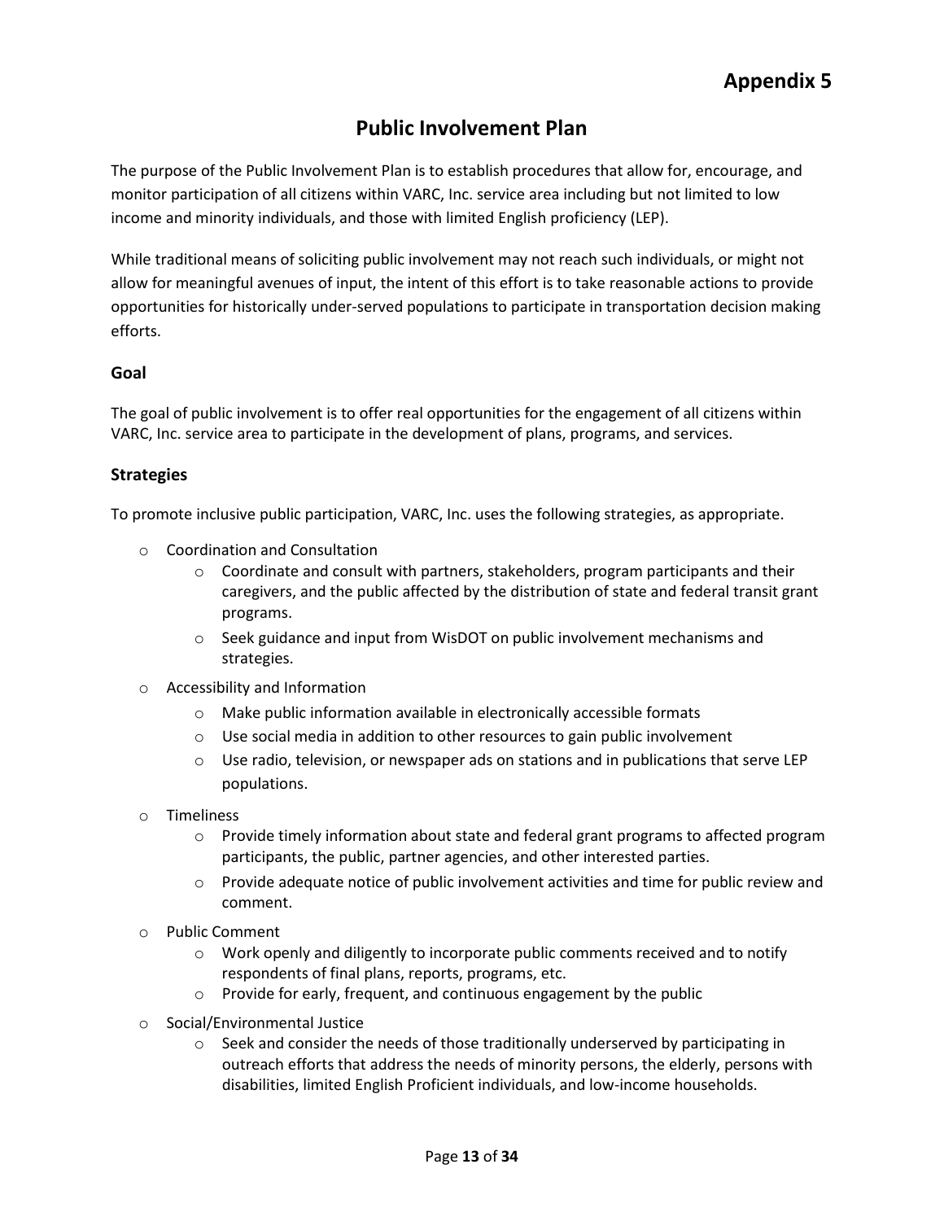# Appendix 5

## Public Involvement Plan

The purpose of the Public Involvement Plan is to establish procedures that allow for, encourage, and monitor participation of all citizens within VARC, Inc. service area including but not limited to low income and minority individuals, and those with limited English proficiency (LEP).

While traditional means of soliciting public involvement may not reach such individuals, or might not allow for meaningful avenues of input, the intent of this effort is to take reasonable actions to provide opportunities for historically under-served populations to participate in transportation decision making efforts.

### Goal

The goal of public involvement is to offer real opportunities for the engagement of all citizens within VARC, Inc. service area to participate in the development of plans, programs, and services.

### Strategies

To promote inclusive public participation, VARC, Inc. uses the following strategies, as appropriate.

- Coordination and Consultation
  - Coordinate and consult with partners, stakeholders, program participants and their caregivers, and the public affected by the distribution of state and federal transit grant programs.
  - Seek guidance and input from WisDOT on public involvement mechanisms and strategies.
- Accessibility and Information
  - Make public information available in electronically accessible formats
  - Use social media in addition to other resources to gain public involvement
  - Use radio, television, or newspaper ads on stations and in publications that serve LEP populations.
- Timeliness
  - Provide timely information about state and federal grant programs to affected program participants, the public, partner agencies, and other interested parties.
  - Provide adequate notice of public involvement activities and time for public review and comment.
- Public Comment
  - Work openly and diligently to incorporate public comments received and to notify respondents of final plans, reports, programs, etc.
  - Provide for early, frequent, and continuous engagement by the public
- Social/Environmental Justice
  - Seek and consider the needs of those traditionally underserved by participating in outreach efforts that address the needs of minority persons, the elderly, persons with disabilities, limited English Proficient individuals, and low-income households.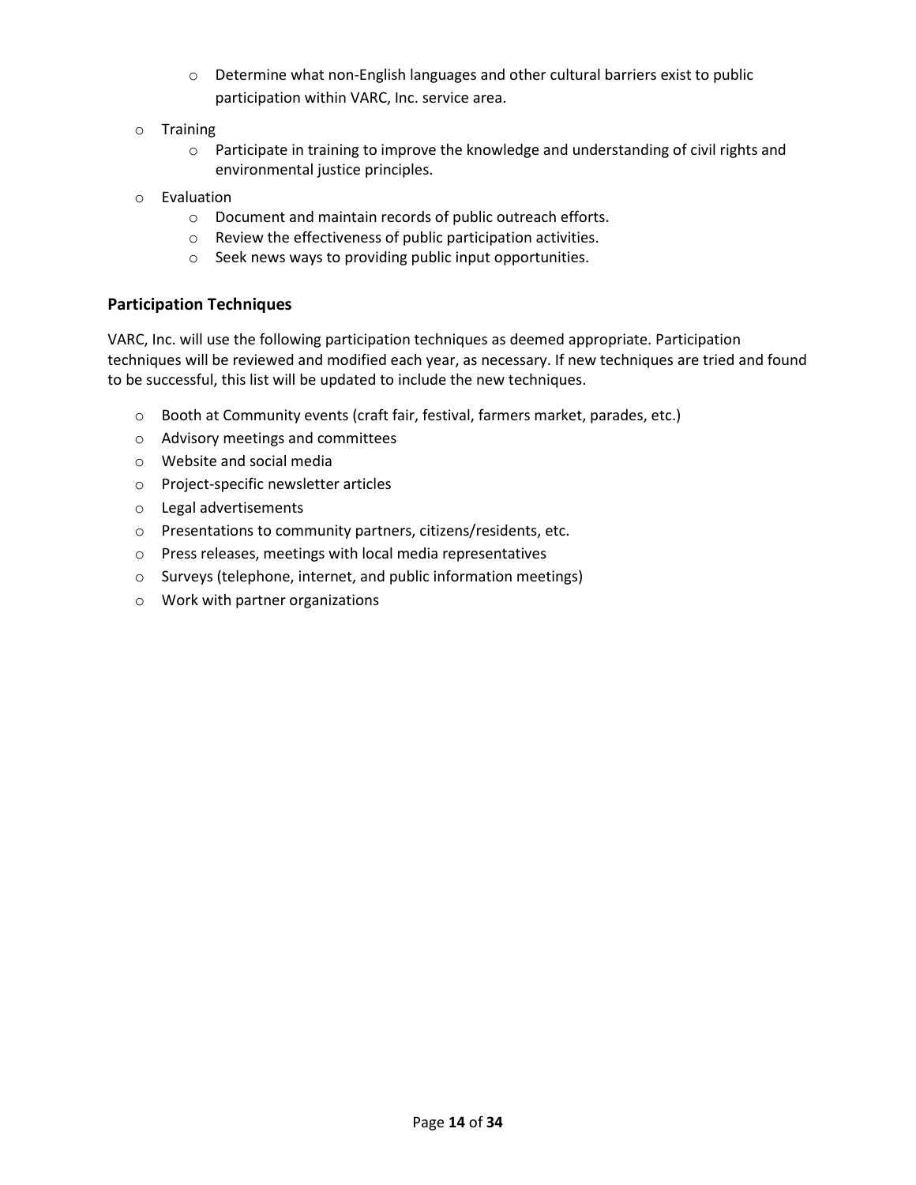- Determine what non-English languages and other cultural barriers exist to public participation within VARC, Inc. service area.
- Training
  - Participate in training to improve the knowledge and understanding of civil rights and environmental justice principles.
- Evaluation
  - Document and maintain records of public outreach efforts.
  - Review the effectiveness of public participation activities.
  - Seek news ways to providing public input opportunities.

### Participation Techniques

VARC, Inc. will use the following participation techniques as deemed appropriate. Participation techniques will be reviewed and modified each year, as necessary. If new techniques are tried and found to be successful, this list will be updated to include the new techniques.

- Booth at Community events (craft fair, festival, farmers market, parades, etc.)
- Advisory meetings and committees
- Website and social media
- Project-specific newsletter articles
- Legal advertisements
- Presentations to community partners, citizens/residents, etc.
- Press releases, meetings with local media representatives
- Surveys (telephone, internet, and public information meetings)
- Work with partner organizations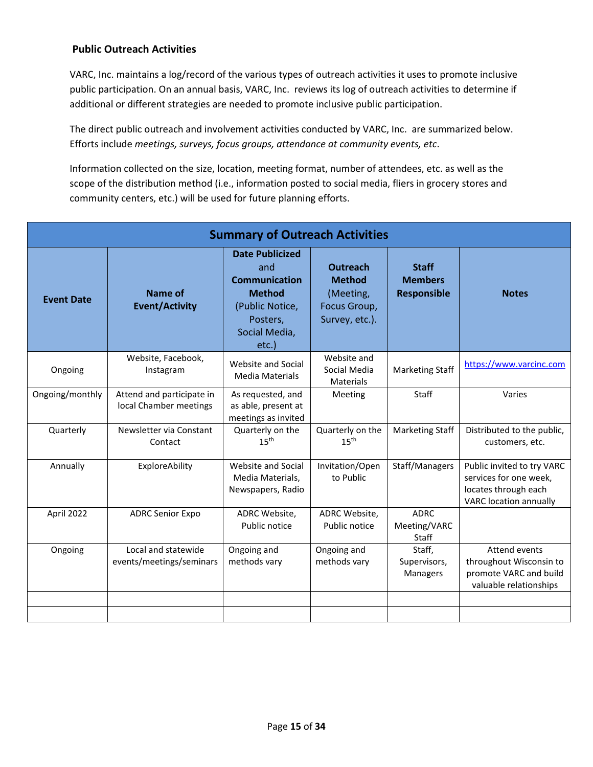### Public Outreach Activities

VARC, Inc. maintains a log/record of the various types of outreach activities it uses to promote inclusive public participation. On an annual basis, VARC, Inc. reviews its log of outreach activities to determine if additional or different strategies are needed to promote inclusive public participation.

The direct public outreach and involvement activities conducted by VARC, Inc. are summarized below. Efforts include *meetings, surveys, focus groups, attendance at community events, etc*.

Information collected on the size, location, meeting format, number of attendees, etc. as well as the scope of the distribution method (i.e., information posted to social media, fliers in grocery stores and community centers, etc.) will be used for future planning efforts.

| Summary of Outreach Activities | | | | | |
|---|---|---|---|---|---|
| **Event Date** | **Name of Event/Activity** | **Date Publicized** and **Communication Method** (Public Notice, Posters, Social Media, etc.) | **Outreach Method** (Meeting, Focus Group, Survey, etc.). | **Staff Members Responsible** | **Notes** |
| Ongoing | Website, Facebook, Instagram | Website and Social Media Materials | Website and Social Media Materials | Marketing Staff | https://www.varcinc.com |
| Ongoing/monthly | Attend and participate in local Chamber meetings | As requested, and as able, present at meetings as invited | Meeting | Staff | Varies |
| Quarterly | Newsletter via Constant Contact | Quarterly on the 15th | Quarterly on the 15th | Marketing Staff | Distributed to the public, customers, etc. |
| Annually | ExploreAbility | Website and Social Media Materials, Newspapers, Radio | Invitation/Open to Public | Staff/Managers | Public invited to try VARC services for one week, locates through each VARC location annually |
| April 2022 | ADRC Senior Expo | ADRC Website, Public notice | ADRC Website, Public notice | ADRC Meeting/VARC Staff | |
| Ongoing | Local and statewide events/meetings/seminars | Ongoing and methods vary | Ongoing and methods vary | Staff, Supervisors, Managers | Attend events throughout Wisconsin to promote VARC and build valuable relationships |
| | | | | | |
| | | | | | |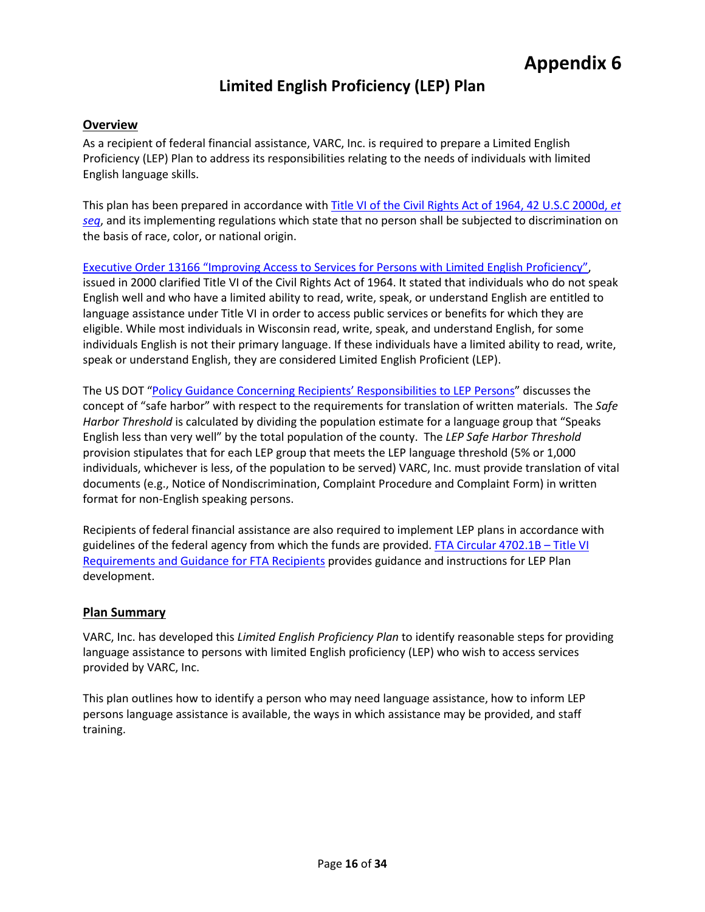# Appendix 6

## Limited English Proficiency (LEP) Plan

### Overview

As a recipient of federal financial assistance, VARC, Inc. is required to prepare a Limited English Proficiency (LEP) Plan to address its responsibilities relating to the needs of individuals with limited English language skills.

This plan has been prepared in accordance with Title VI of the Civil Rights Act of 1964, 42 U.S.C 2000d, *et seq*, and its implementing regulations which state that no person shall be subjected to discrimination on the basis of race, color, or national origin.

Executive Order 13166 "Improving Access to Services for Persons with Limited English Proficiency", issued in 2000 clarified Title VI of the Civil Rights Act of 1964. It stated that individuals who do not speak English well and who have a limited ability to read, write, speak, or understand English are entitled to language assistance under Title VI in order to access public services or benefits for which they are eligible. While most individuals in Wisconsin read, write, speak, and understand English, for some individuals English is not their primary language. If these individuals have a limited ability to read, write, speak or understand English, they are considered Limited English Proficient (LEP).

The US DOT "Policy Guidance Concerning Recipients' Responsibilities to LEP Persons" discusses the concept of "safe harbor" with respect to the requirements for translation of written materials. The *Safe Harbor Threshold* is calculated by dividing the population estimate for a language group that "Speaks English less than very well" by the total population of the county. The *LEP Safe Harbor Threshold* provision stipulates that for each LEP group that meets the LEP language threshold (5% or 1,000 individuals, whichever is less, of the population to be served) VARC, Inc. must provide translation of vital documents (e.g., Notice of Nondiscrimination, Complaint Procedure and Complaint Form) in written format for non-English speaking persons.

Recipients of federal financial assistance are also required to implement LEP plans in accordance with guidelines of the federal agency from which the funds are provided. FTA Circular 4702.1B – Title VI Requirements and Guidance for FTA Recipients provides guidance and instructions for LEP Plan development.

### Plan Summary

VARC, Inc. has developed this *Limited English Proficiency Plan* to identify reasonable steps for providing language assistance to persons with limited English proficiency (LEP) who wish to access services provided by VARC, Inc.

This plan outlines how to identify a person who may need language assistance, how to inform LEP persons language assistance is available, the ways in which assistance may be provided, and staff training.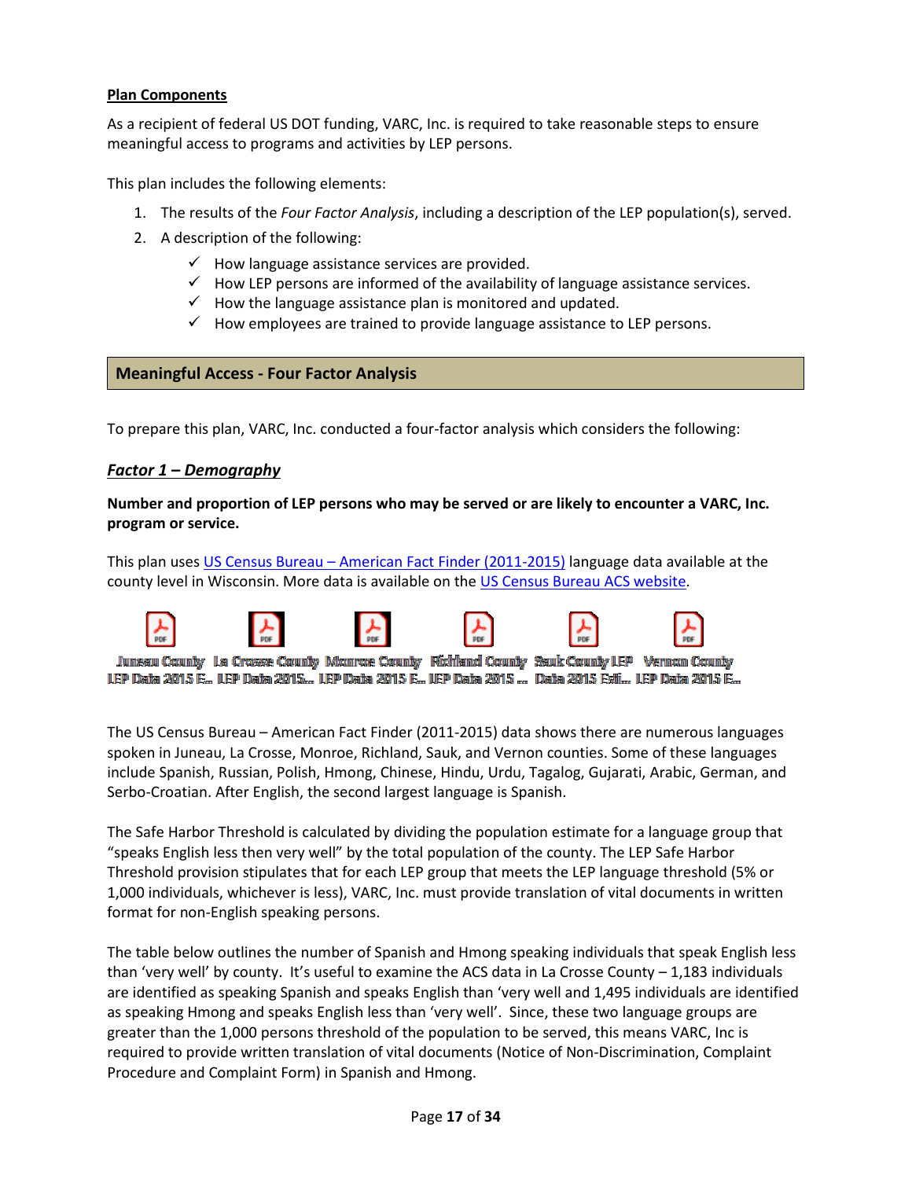**Plan Components**

As a recipient of federal US DOT funding, VARC, Inc. is required to take reasonable steps to ensure meaningful access to programs and activities by LEP persons.

This plan includes the following elements:

1. The results of the *Four Factor Analysis*, including a description of the LEP population(s), served.
2. A description of the following:
   - ✓ How language assistance services are provided.
   - ✓ How LEP persons are informed of the availability of language assistance services.
   - ✓ How the language assistance plan is monitored and updated.
   - ✓ How employees are trained to provide language assistance to LEP persons.

## Meaningful Access - Four Factor Analysis

To prepare this plan, VARC, Inc. conducted a four-factor analysis which considers the following:

### *Factor 1 – Demography*

**Number and proportion of LEP persons who may be served or are likely to encounter a VARC, Inc. program or service.**

This plan uses US Census Bureau – American Fact Finder (2011-2015) language data available at the county level in Wisconsin. More data is available on the US Census Bureau ACS website.

Juneau County LEP Data 2015 E... La Crosse County LEP Data 2015... Monroe County LEP Data 2015 E... Richland County LEP Data 2015 ... Sauk County LEP Data 2015 Esti... Vernon County LEP Data 2015 E...

The US Census Bureau – American Fact Finder (2011-2015) data shows there are numerous languages spoken in Juneau, La Crosse, Monroe, Richland, Sauk, and Vernon counties. Some of these languages include Spanish, Russian, Polish, Hmong, Chinese, Hindu, Urdu, Tagalog, Gujarati, Arabic, German, and Serbo-Croatian. After English, the second largest language is Spanish.

The Safe Harbor Threshold is calculated by dividing the population estimate for a language group that "speaks English less then very well" by the total population of the county. The LEP Safe Harbor Threshold provision stipulates that for each LEP group that meets the LEP language threshold (5% or 1,000 individuals, whichever is less), VARC, Inc. must provide translation of vital documents in written format for non-English speaking persons.

The table below outlines the number of Spanish and Hmong speaking individuals that speak English less than 'very well' by county. It's useful to examine the ACS data in La Crosse County – 1,183 individuals are identified as speaking Spanish and speaks English than 'very well and 1,495 individuals are identified as speaking Hmong and speaks English less than 'very well'. Since, these two language groups are greater than the 1,000 persons threshold of the population to be served, this means VARC, Inc is required to provide written translation of vital documents (Notice of Non-Discrimination, Complaint Procedure and Complaint Form) in Spanish and Hmong.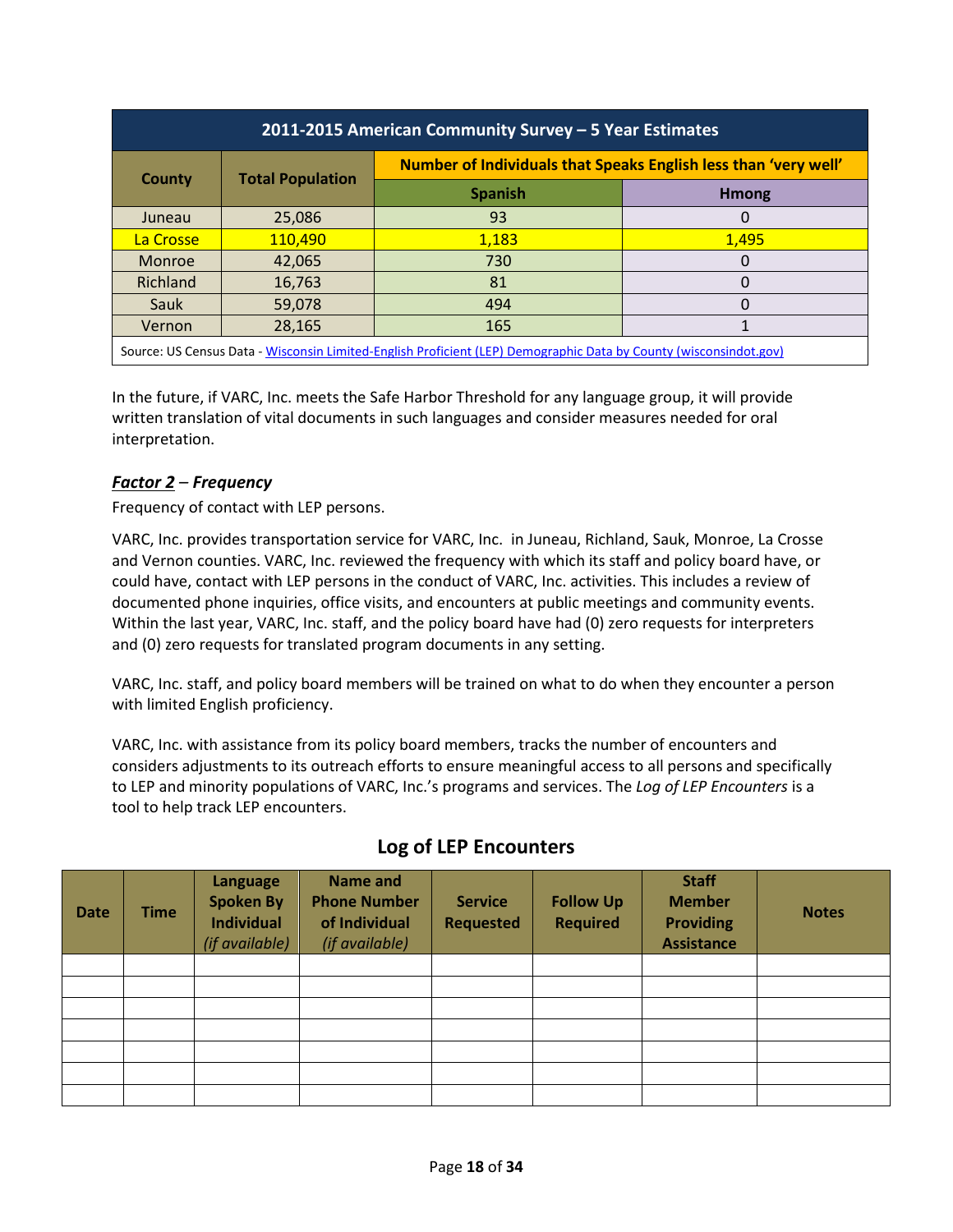| 2011-2015 American Community Survey – 5 Year Estimates | | | |
|---|---|---|---|
| County | Total Population | Number of Individuals that Speaks English less than 'very well' | |
| | | Spanish | Hmong |
| Juneau | 25,086 | 93 | 0 |
| La Crosse | 110,490 | 1,183 | 1,495 |
| Monroe | 42,065 | 730 | 0 |
| Richland | 16,763 | 81 | 0 |
| Sauk | 59,078 | 494 | 0 |
| Vernon | 28,165 | 165 | 1 |
| Source: US Census Data - Wisconsin Limited-English Proficient (LEP) Demographic Data by County (wisconsindot.gov) | | | |

In the future, if VARC, Inc. meets the Safe Harbor Threshold for any language group, it will provide written translation of vital documents in such languages and consider measures needed for oral interpretation.

***Factor 2** – Frequency*

Frequency of contact with LEP persons.

VARC, Inc. provides transportation service for VARC, Inc. in Juneau, Richland, Sauk, Monroe, La Crosse and Vernon counties. VARC, Inc. reviewed the frequency with which its staff and policy board have, or could have, contact with LEP persons in the conduct of VARC, Inc. activities. This includes a review of documented phone inquiries, office visits, and encounters at public meetings and community events. Within the last year, VARC, Inc. staff, and the policy board have had (0) zero requests for interpreters and (0) zero requests for translated program documents in any setting.

VARC, Inc. staff, and policy board members will be trained on what to do when they encounter a person with limited English proficiency.

VARC, Inc. with assistance from its policy board members, tracks the number of encounters and considers adjustments to its outreach efforts to ensure meaningful access to all persons and specifically to LEP and minority populations of VARC, Inc.'s programs and services. The *Log of LEP Encounters* is a tool to help track LEP encounters.

## Log of LEP Encounters

| Date | Time | Language Spoken By Individual *(if available)* | Name and Phone Number of Individual *(if available)* | Service Requested | Follow Up Required | Staff Member Providing Assistance | Notes |
|---|---|---|---|---|---|---|---|
| | | | | | | | |
| | | | | | | | |
| | | | | | | | |
| | | | | | | | |
| | | | | | | | |
| | | | | | | | |
| | | | | | | | |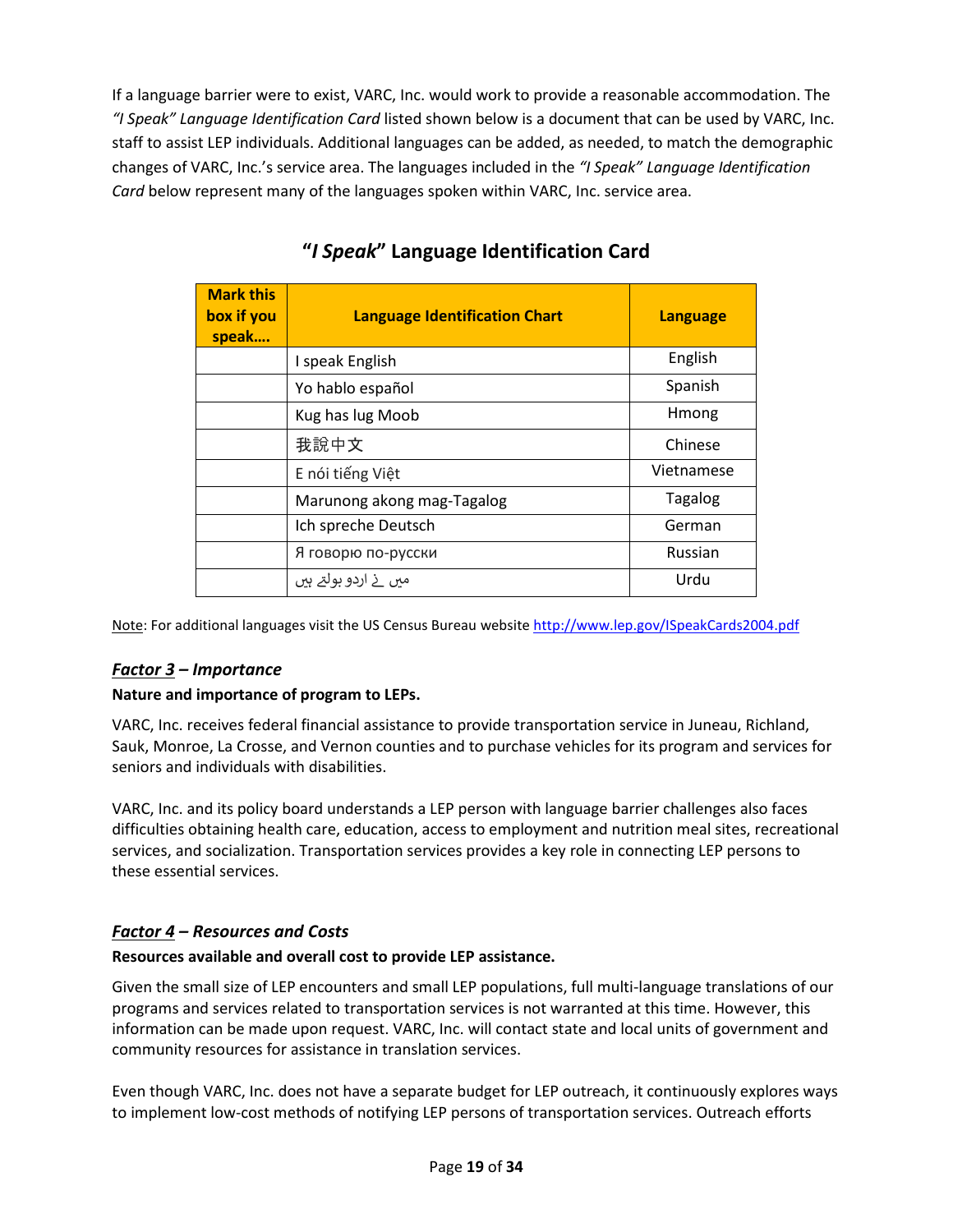If a language barrier were to exist, VARC, Inc. would work to provide a reasonable accommodation. The *"I Speak" Language Identification Card* listed shown below is a document that can be used by VARC, Inc. staff to assist LEP individuals. Additional languages can be added, as needed, to match the demographic changes of VARC, Inc.'s service area. The languages included in the *"I Speak" Language Identification Card* below represent many of the languages spoken within VARC, Inc. service area.

## "*I Speak*" Language Identification Card

| Mark this box if you speak…. | Language Identification Chart | Language |
|---|---|---|
| | I speak English | English |
| | Yo hablo español | Spanish |
| | Kug has lug Moob | Hmong |
| | 我說中文 | Chinese |
| | E nói tiếng Việt | Vietnamese |
| | Marunong akong mag-Tagalog | Tagalog |
| | Ich spreche Deutsch | German |
| | Я говорю по-русски | Russian |
| | میں نے اردو بولتے ہیں | Urdu |

Note: For additional languages visit the US Census Bureau website http://www.lep.gov/ISpeakCards2004.pdf

### ***Factor 3* – Importance**

**Nature and importance of program to LEPs.**

VARC, Inc. receives federal financial assistance to provide transportation service in Juneau, Richland, Sauk, Monroe, La Crosse, and Vernon counties and to purchase vehicles for its program and services for seniors and individuals with disabilities.

VARC, Inc. and its policy board understands a LEP person with language barrier challenges also faces difficulties obtaining health care, education, access to employment and nutrition meal sites, recreational services, and socialization. Transportation services provides a key role in connecting LEP persons to these essential services.

### ***Factor 4* – Resources and Costs**

**Resources available and overall cost to provide LEP assistance.**

Given the small size of LEP encounters and small LEP populations, full multi-language translations of our programs and services related to transportation services is not warranted at this time. However, this information can be made upon request. VARC, Inc. will contact state and local units of government and community resources for assistance in translation services.

Even though VARC, Inc. does not have a separate budget for LEP outreach, it continuously explores ways to implement low-cost methods of notifying LEP persons of transportation services. Outreach efforts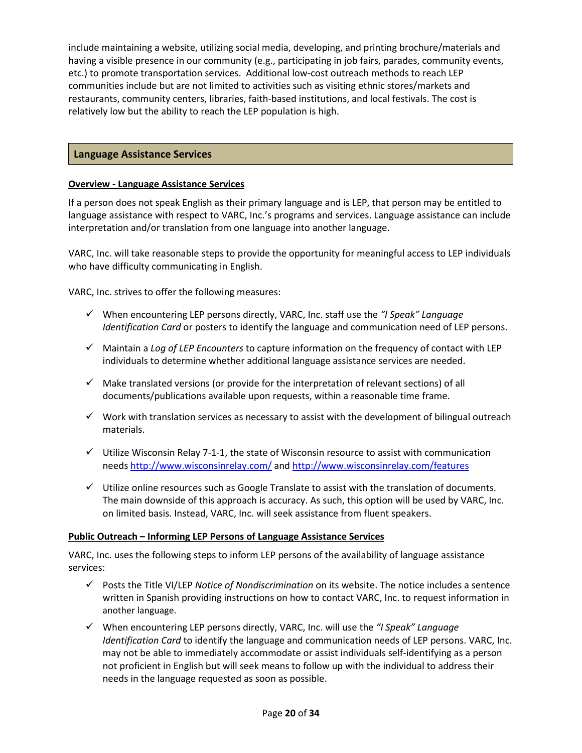include maintaining a website, utilizing social media, developing, and printing brochure/materials and having a visible presence in our community (e.g., participating in job fairs, parades, community events, etc.) to promote transportation services. Additional low-cost outreach methods to reach LEP communities include but are not limited to activities such as visiting ethnic stores/markets and restaurants, community centers, libraries, faith-based institutions, and local festivals. The cost is relatively low but the ability to reach the LEP population is high.

## Language Assistance Services

**Overview - Language Assistance Services**

If a person does not speak English as their primary language and is LEP, that person may be entitled to language assistance with respect to VARC, Inc.'s programs and services. Language assistance can include interpretation and/or translation from one language into another language.

VARC, Inc. will take reasonable steps to provide the opportunity for meaningful access to LEP individuals who have difficulty communicating in English.

VARC, Inc. strives to offer the following measures:

- ✓ When encountering LEP persons directly, VARC, Inc. staff use the *"I Speak" Language Identification Card* or posters to identify the language and communication need of LEP persons.
- ✓ Maintain a *Log of LEP Encounters* to capture information on the frequency of contact with LEP individuals to determine whether additional language assistance services are needed.
- ✓ Make translated versions (or provide for the interpretation of relevant sections) of all documents/publications available upon requests, within a reasonable time frame.
- ✓ Work with translation services as necessary to assist with the development of bilingual outreach materials.
- ✓ Utilize Wisconsin Relay 7-1-1, the state of Wisconsin resource to assist with communication needs http://www.wisconsinrelay.com/ and http://www.wisconsinrelay.com/features
- ✓ Utilize online resources such as Google Translate to assist with the translation of documents. The main downside of this approach is accuracy. As such, this option will be used by VARC, Inc. on limited basis. Instead, VARC, Inc. will seek assistance from fluent speakers.

**Public Outreach – Informing LEP Persons of Language Assistance Services**

VARC, Inc. uses the following steps to inform LEP persons of the availability of language assistance services:

- ✓ Posts the Title VI/LEP *Notice of Nondiscrimination* on its website. The notice includes a sentence written in Spanish providing instructions on how to contact VARC, Inc. to request information in another language.
- ✓ When encountering LEP persons directly, VARC, Inc. will use the *"I Speak" Language Identification Card* to identify the language and communication needs of LEP persons. VARC, Inc. may not be able to immediately accommodate or assist individuals self-identifying as a person not proficient in English but will seek means to follow up with the individual to address their needs in the language requested as soon as possible.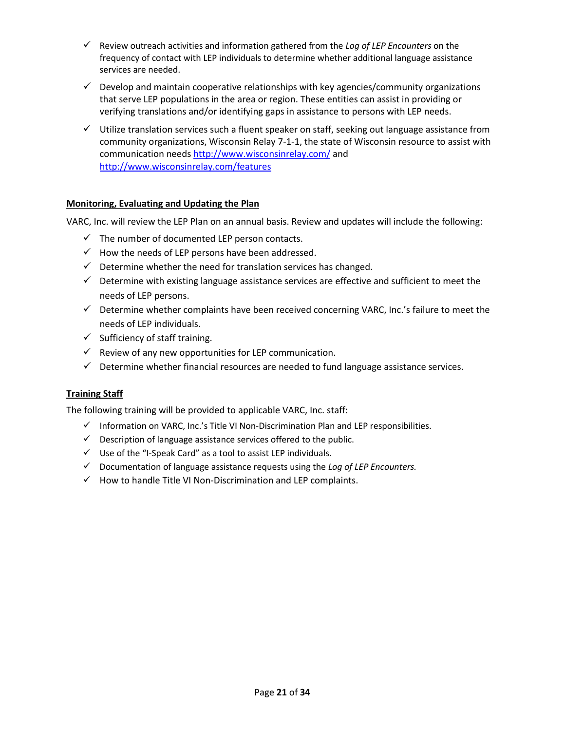- ✓ Review outreach activities and information gathered from the *Log of LEP Encounters* on the frequency of contact with LEP individuals to determine whether additional language assistance services are needed.
- ✓ Develop and maintain cooperative relationships with key agencies/community organizations that serve LEP populations in the area or region. These entities can assist in providing or verifying translations and/or identifying gaps in assistance to persons with LEP needs.
- ✓ Utilize translation services such a fluent speaker on staff, seeking out language assistance from community organizations, Wisconsin Relay 7-1-1, the state of Wisconsin resource to assist with communication needs http://www.wisconsinrelay.com/ and http://www.wisconsinrelay.com/features

**Monitoring, Evaluating and Updating the Plan**

VARC, Inc. will review the LEP Plan on an annual basis. Review and updates will include the following:

- ✓ The number of documented LEP person contacts.
- ✓ How the needs of LEP persons have been addressed.
- ✓ Determine whether the need for translation services has changed.
- ✓ Determine with existing language assistance services are effective and sufficient to meet the needs of LEP persons.
- ✓ Determine whether complaints have been received concerning VARC, Inc.'s failure to meet the needs of LEP individuals.
- ✓ Sufficiency of staff training.
- ✓ Review of any new opportunities for LEP communication.
- ✓ Determine whether financial resources are needed to fund language assistance services.

**Training Staff**

The following training will be provided to applicable VARC, Inc. staff:

- ✓ Information on VARC, Inc.'s Title VI Non-Discrimination Plan and LEP responsibilities.
- ✓ Description of language assistance services offered to the public.
- ✓ Use of the "I-Speak Card" as a tool to assist LEP individuals.
- ✓ Documentation of language assistance requests using the *Log of LEP Encounters.*
- ✓ How to handle Title VI Non-Discrimination and LEP complaints.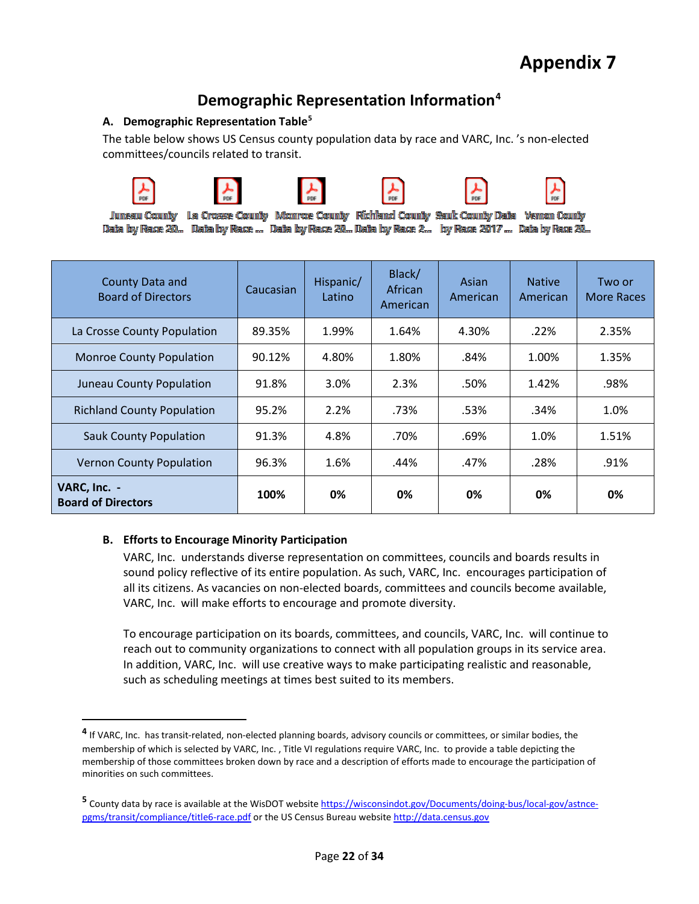# Appendix 7

## Demographic Representation Information[4]

### A. Demographic Representation Table[5]

The table below shows US Census county population data by race and VARC, Inc. 's non-elected committees/councils related to transit.

Juneau County Data by Race 20... La Crosse County Data by Race ... Monroe County Data by Race 20... Richland County Data by Race 2... Sauk County Data by Race 2017 ... Vernon County Data by Race 20...

| County Data and Board of Directors | Caucasian | Hispanic/ Latino | Black/ African American | Asian American | Native American | Two or More Races |
|---|---|---|---|---|---|---|
| La Crosse County Population | 89.35% | 1.99% | 1.64% | 4.30% | .22% | 2.35% |
| Monroe County Population | 90.12% | 4.80% | 1.80% | .84% | 1.00% | 1.35% |
| Juneau County Population | 91.8% | 3.0% | 2.3% | .50% | 1.42% | .98% |
| Richland County Population | 95.2% | 2.2% | .73% | .53% | .34% | 1.0% |
| Sauk County Population | 91.3% | 4.8% | .70% | .69% | 1.0% | 1.51% |
| Vernon County Population | 96.3% | 1.6% | .44% | .47% | .28% | .91% |
| **VARC, Inc. - Board of Directors** | **100%** | **0%** | **0%** | **0%** | **0%** | **0%** |

### B. Efforts to Encourage Minority Participation

VARC, Inc. understands diverse representation on committees, councils and boards results in sound policy reflective of its entire population. As such, VARC, Inc. encourages participation of all its citizens. As vacancies on non-elected boards, committees and councils become available, VARC, Inc. will make efforts to encourage and promote diversity.

To encourage participation on its boards, committees, and councils, VARC, Inc. will continue to reach out to community organizations to connect with all population groups in its service area. In addition, VARC, Inc. will use creative ways to make participating realistic and reasonable, such as scheduling meetings at times best suited to its members.

---

[4] If VARC, Inc. has transit-related, non-elected planning boards, advisory councils or committees, or similar bodies, the membership of which is selected by VARC, Inc. , Title VI regulations require VARC, Inc. to provide a table depicting the membership of those committees broken down by race and a description of efforts made to encourage the participation of minorities on such committees.

[5] County data by race is available at the WisDOT website https://wisconsindot.gov/Documents/doing-bus/local-gov/astnce-pgms/transit/compliance/title6-race.pdf or the US Census Bureau website http://data.census.gov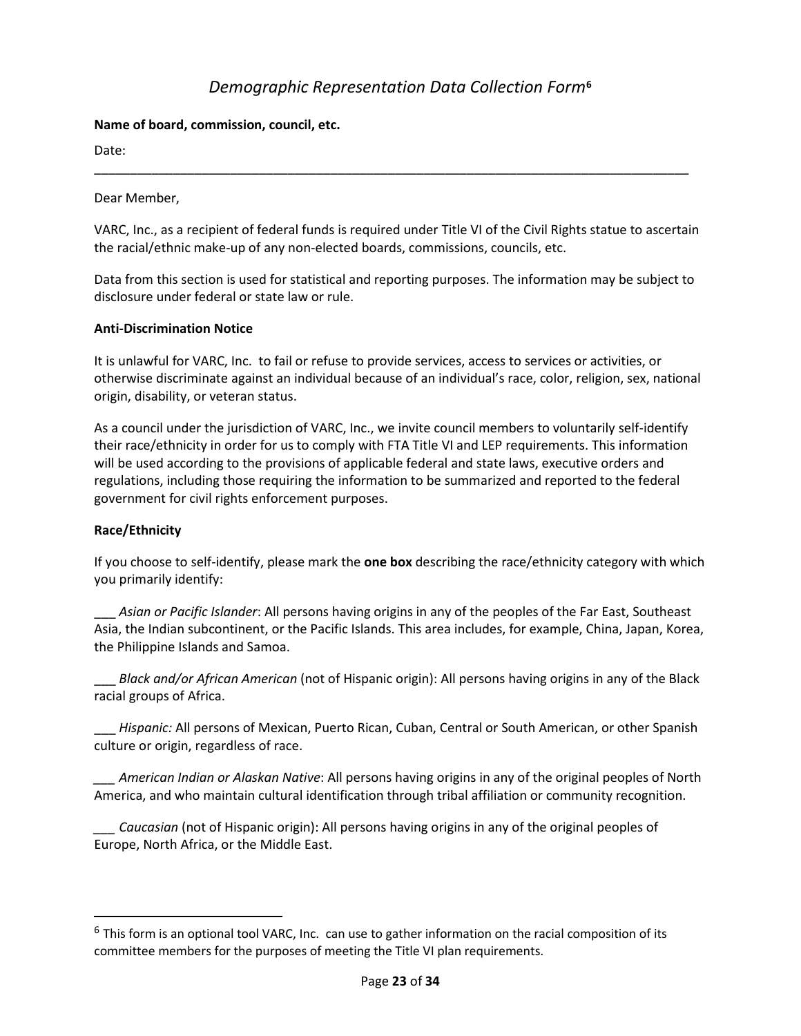# *Demographic Representation Data Collection Form*[6]

**Name of board, commission, council, etc.**

Date:

---

Dear Member,

VARC, Inc., as a recipient of federal funds is required under Title VI of the Civil Rights statue to ascertain the racial/ethnic make-up of any non-elected boards, commissions, councils, etc.

Data from this section is used for statistical and reporting purposes. The information may be subject to disclosure under federal or state law or rule.

**Anti-Discrimination Notice**

It is unlawful for VARC, Inc. to fail or refuse to provide services, access to services or activities, or otherwise discriminate against an individual because of an individual's race, color, religion, sex, national origin, disability, or veteran status.

As a council under the jurisdiction of VARC, Inc., we invite council members to voluntarily self-identify their race/ethnicity in order for us to comply with FTA Title VI and LEP requirements. This information will be used according to the provisions of applicable federal and state laws, executive orders and regulations, including those requiring the information to be summarized and reported to the federal government for civil rights enforcement purposes.

**Race/Ethnicity**

If you choose to self-identify, please mark the **one box** describing the race/ethnicity category with which you primarily identify:

___ *Asian or Pacific Islander*: All persons having origins in any of the peoples of the Far East, Southeast Asia, the Indian subcontinent, or the Pacific Islands. This area includes, for example, China, Japan, Korea, the Philippine Islands and Samoa.

___ *Black and/or African American* (not of Hispanic origin): All persons having origins in any of the Black racial groups of Africa.

___ *Hispanic:* All persons of Mexican, Puerto Rican, Cuban, Central or South American, or other Spanish culture or origin, regardless of race.

___ *American Indian or Alaskan Native*: All persons having origins in any of the original peoples of North America, and who maintain cultural identification through tribal affiliation or community recognition.

___ *Caucasian* (not of Hispanic origin): All persons having origins in any of the original peoples of Europe, North Africa, or the Middle East.

---

[6] This form is an optional tool VARC, Inc. can use to gather information on the racial composition of its committee members for the purposes of meeting the Title VI plan requirements.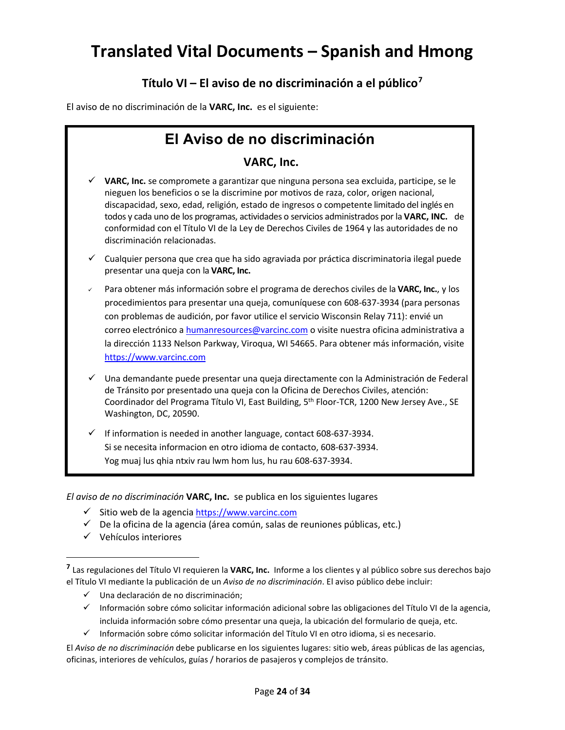# Translated Vital Documents – Spanish and Hmong

## Título VI – El aviso de no discriminación a el público[7]

El aviso de no discriminación de la **VARC, Inc.** es el siguiente:

### El Aviso de no discriminación

**VARC, Inc.**

- ✓ **VARC, Inc.** se compromete a garantizar que ninguna persona sea excluida, participe, se le nieguen los beneficios o se la discrimine por motivos de raza, color, origen nacional, discapacidad, sexo, edad, religión, estado de ingresos o competente limitado del inglés en todos y cada uno de los programas, actividades o servicios administrados por la **VARC, INC.** de conformidad con el Título VI de la Ley de Derechos Civiles de 1964 y las autoridades de no discriminación relacionadas.
- ✓ Cualquier persona que crea que ha sido agraviada por práctica discriminatoria ilegal puede presentar una queja con la **VARC, Inc.**
- ✓ Para obtener más información sobre el programa de derechos civiles de la **VARC, Inc.**, y los procedimientos para presentar una queja, comuníquese con 608-637-3934 (para personas con problemas de audición, por favor utilice el servicio Wisconsin Relay 711): envié un correo electrónico a humanresources@varcinc.com o visite nuestra oficina administrativa a la dirección 1133 Nelson Parkway, Viroqua, WI 54665. Para obtener más información, visite https://www.varcinc.com
- ✓ Una demandante puede presentar una queja directamente con la Administración de Federal de Tránsito por presentado una queja con la Oficina de Derechos Civiles, atención: Coordinador del Programa Título VI, East Building, 5th Floor-TCR, 1200 New Jersey Ave., SE Washington, DC, 20590.
- ✓ If information is needed in another language, contact 608-637-3934.
  Si se necesita informacion en otro idioma de contacto, 608-637-3934.
  Yog muaj lus qhia ntxiv rau lwm hom lus, hu rau 608-637-3934.

*El aviso de no discriminación* **VARC, Inc.** se publica en los siguientes lugares

- ✓ Sitio web de la agencia https://www.varcinc.com
- ✓ De la oficina de la agencia (área común, salas de reuniones públicas, etc.)
- ✓ Vehículos interiores

---

[7] Las regulaciones del Título VI requieren la **VARC, Inc.** Informe a los clientes y al público sobre sus derechos bajo el Título VI mediante la publicación de un *Aviso de no discriminación*. El aviso público debe incluir:

- ✓ Una declaración de no discriminación;
- ✓ Información sobre cómo solicitar información adicional sobre las obligaciones del Título VI de la agencia, incluida información sobre cómo presentar una queja, la ubicación del formulario de queja, etc.
- ✓ Información sobre cómo solicitar información del Título VI en otro idioma, si es necesario.

El *Aviso de no discriminación* debe publicarse en los siguientes lugares: sitio web, áreas públicas de las agencias, oficinas, interiores de vehículos, guías / horarios de pasajeros y complejos de tránsito.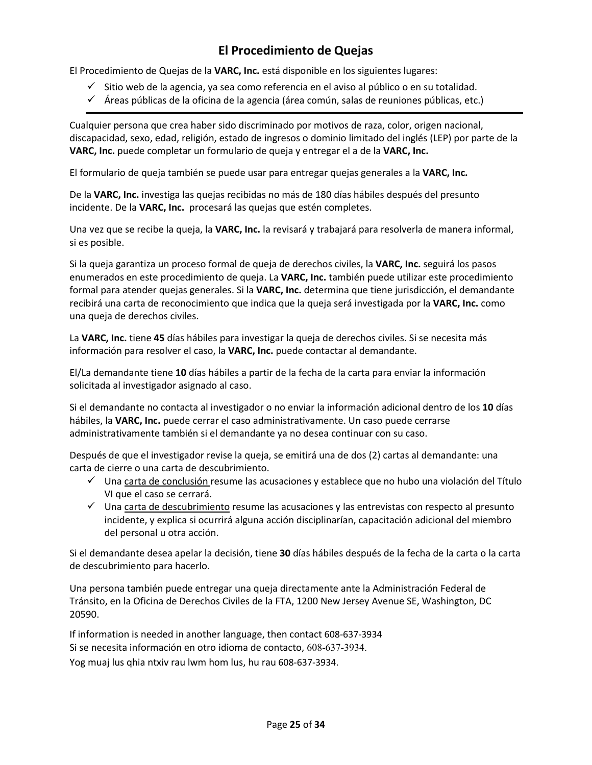## El Procedimiento de Quejas

El Procedimiento de Quejas de la **VARC, Inc.** está disponible en los siguientes lugares:

- ✓ Sitio web de la agencia, ya sea como referencia en el aviso al público o en su totalidad.
- ✓ Áreas públicas de la oficina de la agencia (área común, salas de reuniones públicas, etc.)

---

Cualquier persona que crea haber sido discriminado por motivos de raza, color, origen nacional, discapacidad, sexo, edad, religión, estado de ingresos o dominio limitado del inglés (LEP) por parte de la **VARC, Inc.** puede completar un formulario de queja y entregar el a de la **VARC, Inc.**

El formulario de queja también se puede usar para entregar quejas generales a la **VARC, Inc.**

De la **VARC, Inc.** investiga las quejas recibidas no más de 180 días hábiles después del presunto incidente. De la **VARC, Inc.** procesará las quejas que estén completes.

Una vez que se recibe la queja, la **VARC, Inc.** la revisará y trabajará para resolverla de manera informal, si es posible.

Si la queja garantiza un proceso formal de queja de derechos civiles, la **VARC, Inc.** seguirá los pasos enumerados en este procedimiento de queja. La **VARC, Inc.** también puede utilizar este procedimiento formal para atender quejas generales. Si la **VARC, Inc.** determina que tiene jurisdicción, el demandante recibirá una carta de reconocimiento que indica que la queja será investigada por la **VARC, Inc.** como una queja de derechos civiles.

La **VARC, Inc.** tiene **45** días hábiles para investigar la queja de derechos civiles. Si se necesita más información para resolver el caso, la **VARC, Inc.** puede contactar al demandante.

El/La demandante tiene **10** días hábiles a partir de la fecha de la carta para enviar la información solicitada al investigador asignado al caso.

Si el demandante no contacta al investigador o no enviar la información adicional dentro de los **10** días hábiles, la **VARC, Inc.** puede cerrar el caso administrativamente. Un caso puede cerrarse administrativamente también si el demandante ya no desea continuar con su caso.

Después de que el investigador revise la queja, se emitirá una de dos (2) cartas al demandante: una carta de cierre o una carta de descubrimiento.

- ✓ Una <u>carta de conclusión</u> resume las acusaciones y establece que no hubo una violación del Título VI que el caso se cerrará.
- ✓ Una <u>carta de descubrimiento</u> resume las acusaciones y las entrevistas con respecto al presunto incidente, y explica si ocurrirá alguna acción disciplinarían, capacitación adicional del miembro del personal u otra acción.

Si el demandante desea apelar la decisión, tiene **30** días hábiles después de la fecha de la carta o la carta de descubrimiento para hacerlo.

Una persona también puede entregar una queja directamente ante la Administración Federal de Tránsito, en la Oficina de Derechos Civiles de la FTA, 1200 New Jersey Avenue SE, Washington, DC 20590.

If information is needed in another language, then contact 608-637-3934
Si se necesita información en otro idioma de contacto, 608-637-3934.
Yog muaj lus qhia ntxiv rau lwm hom lus, hu rau 608-637-3934.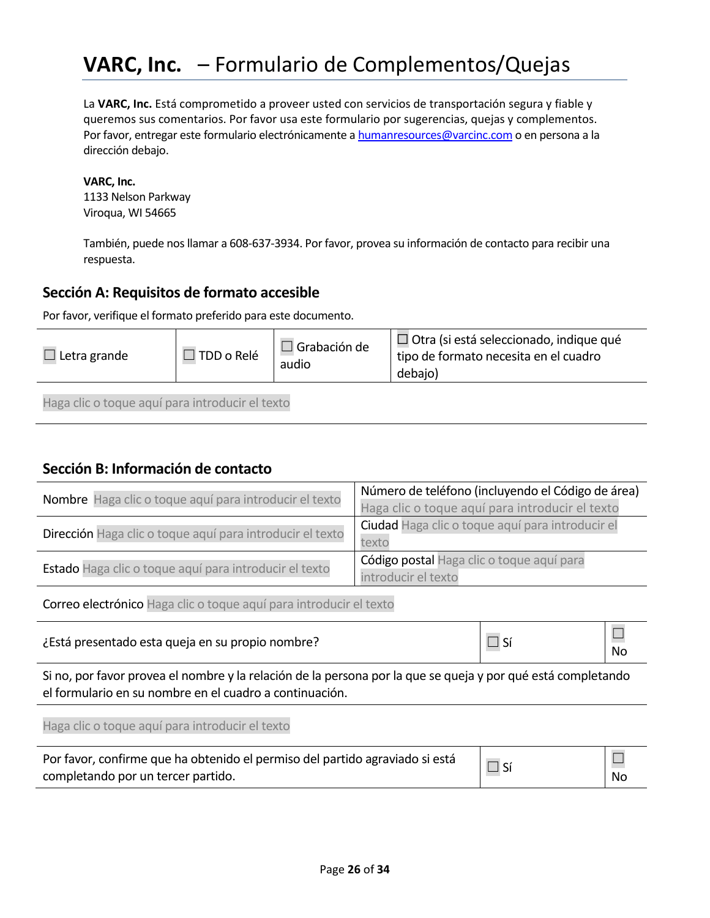# **VARC, Inc.** – Formulario de Complementos/Quejas

La **VARC, Inc.** Está comprometido a proveer usted con servicios de transportación segura y fiable y queremos sus comentarios. Por favor usa este formulario por sugerencias, quejas y complementos. Por favor, entregar este formulario electrónicamente a humanresources@varcinc.com o en persona a la dirección debajo.

**VARC, Inc.**
1133 Nelson Parkway
Viroqua, WI 54665

También, puede nos llamar a 608-637-3934. Por favor, provea su información de contacto para recibir una respuesta.

## Sección A: Requisitos de formato accesible

Por favor, verifique el formato preferido para este documento.

| ☐ Letra grande | ☐ TDD o Relé | ☐ Grabación de audio | ☐ Otra (si está seleccionado, indique qué tipo de formato necesita en el cuadro debajo) |
|---|---|---|---|
| Haga clic o toque aquí para introducir el texto | | | |

## Sección B: Información de contacto

| | |
|---|---|
| Nombre Haga clic o toque aquí para introducir el texto | Número de teléfono (incluyendo el Código de área) Haga clic o toque aquí para introducir el texto |
| Dirección Haga clic o toque aquí para introducir el texto | Ciudad Haga clic o toque aquí para introducir el texto |
| Estado Haga clic o toque aquí para introducir el texto | Código postal Haga clic o toque aquí para introducir el texto |
| Correo electrónico Haga clic o toque aquí para introducir el texto | |

| | | |
|---|---|---|
| ¿Está presentado esta queja en su propio nombre? | ☐ Sí | ☐ No |
| Si no, por favor provea el nombre y la relación de la persona por la que se queja y por qué está completando el formulario en su nombre en el cuadro a continuación. | | |
| Haga clic o toque aquí para introducir el texto | | |
| Por favor, confirme que ha obtenido el permiso del partido agraviado si está completando por un tercer partido. | ☐ Sí | ☐ No |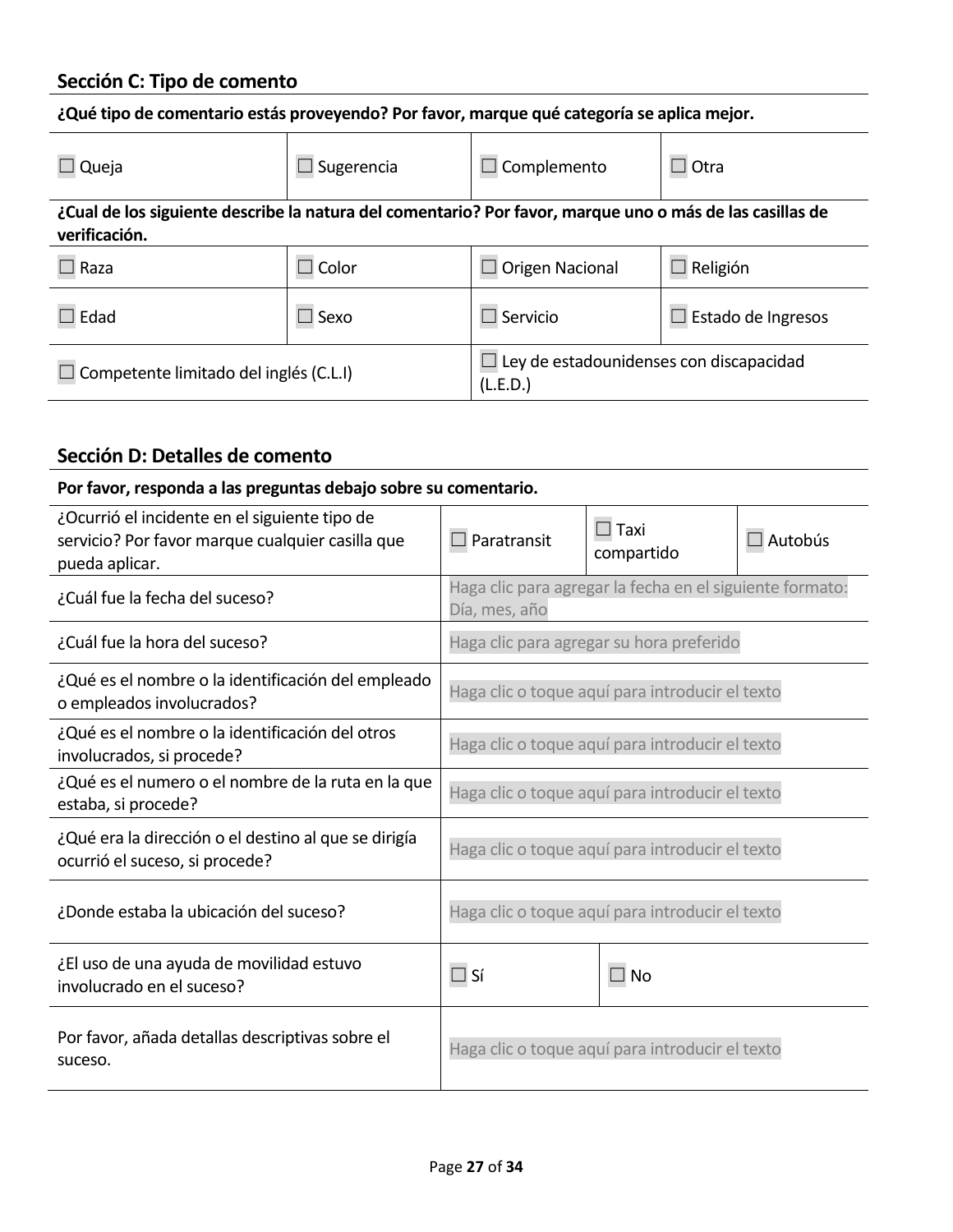## Sección C: Tipo de comento

| **¿Qué tipo de comentario estás proveyendo? Por favor, marque qué categoría se aplica mejor.** | | | |
|---|---|---|---|
| ☐ Queja | ☐ Sugerencia | ☐ Complemento | ☐ Otra |
| **¿Cual de los siguiente describe la natura del comentario? Por favor, marque uno o más de las casillas de verificación.** | | | |
| ☐ Raza | ☐ Color | ☐ Origen Nacional | ☐ Religión |
| ☐ Edad | ☐ Sexo | ☐ Servicio | ☐ Estado de Ingresos |
| ☐ Competente limitado del inglés (C.L.I) | | ☐ Ley de estadounidenses con discapacidad (L.E.D.) | |

## Sección D: Detalles de comento

| **Por favor, responda a las preguntas debajo sobre su comentario.** | | | |
|---|---|---|---|
| ¿Ocurrió el incidente en el siguiente tipo de servicio? Por favor marque cualquier casilla que pueda aplicar. | ☐ Paratransit | ☐ Taxi compartido | ☐ Autobús |
| ¿Cuál fue la fecha del suceso? | Haga clic para agregar la fecha en el siguiente formato: Día, mes, año | | |
| ¿Cuál fue la hora del suceso? | Haga clic para agregar su hora preferido | | |
| ¿Qué es el nombre o la identificación del empleado o empleados involucrados? | Haga clic o toque aquí para introducir el texto | | |
| ¿Qué es el nombre o la identificación del otros involucrados, si procede? | Haga clic o toque aquí para introducir el texto | | |
| ¿Qué es el numero o el nombre de la ruta en la que estaba, si procede? | Haga clic o toque aquí para introducir el texto | | |
| ¿Qué era la dirección o el destino al que se dirigía ocurrió el suceso, si procede? | Haga clic o toque aquí para introducir el texto | | |
| ¿Donde estaba la ubicación del suceso? | Haga clic o toque aquí para introducir el texto | | |
| ¿El uso de una ayuda de movilidad estuvo involucrado en el suceso? | ☐ Sí | ☐ No | |
| Por favor, añada detallas descriptivas sobre el suceso. | Haga clic o toque aquí para introducir el texto | | |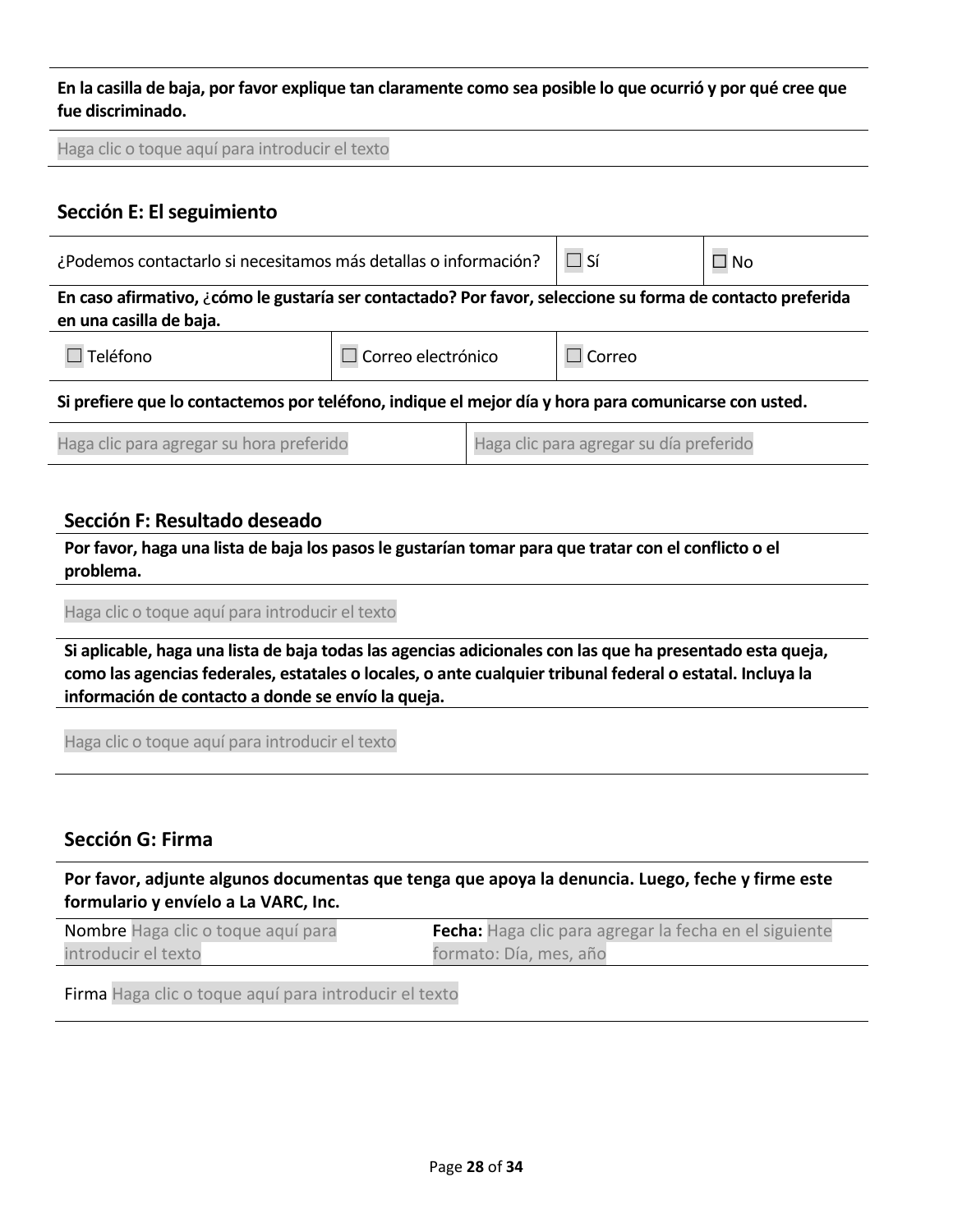**En la casilla de baja, por favor explique tan claramente como sea posible lo que ocurrió y por qué cree que fue discriminado.**

Haga clic o toque aquí para introducir el texto

## Sección E: El seguimiento

| ¿Podemos contactarlo si necesitamos más detallas o información? | ☐ Sí | ☐ No |
|---|---|---|

**En caso afirmativo, ¿cómo le gustaría ser contactado? Por favor, seleccione su forma de contacto preferida en una casilla de baja.**

| ☐ Teléfono | ☐ Correo electrónico | ☐ Correo |
|---|---|---|

**Si prefiere que lo contactemos por teléfono, indique el mejor día y hora para comunicarse con usted.**

| Haga clic para agregar su hora preferido | Haga clic para agregar su día preferido |
|---|---|

## Sección F: Resultado deseado

**Por favor, haga una lista de baja los pasos le gustarían tomar para que tratar con el conflicto o el problema.**

Haga clic o toque aquí para introducir el texto

**Si aplicable, haga una lista de baja todas las agencias adicionales con las que ha presentado esta queja, como las agencias federales, estatales o locales, o ante cualquier tribunal federal o estatal. Incluya la información de contacto a donde se envío la queja.**

Haga clic o toque aquí para introducir el texto

## Sección G: Firma

**Por favor, adjunte algunos documentas que tenga que apoya la denuncia. Luego, feche y firme este formulario y envíelo a La VARC, Inc.**

| Nombre Haga clic o toque aquí para introducir el texto | **Fecha:** Haga clic para agregar la fecha en el siguiente formato: Día, mes, año |
|---|---|

Firma Haga clic o toque aquí para introducir el texto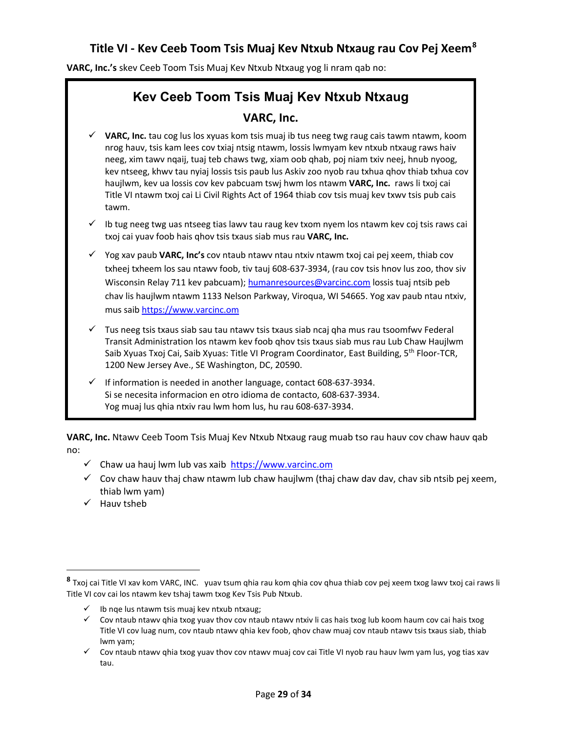## Title VI - Kev Ceeb Toom Tsis Muaj Kev Ntxub Ntxaug rau Cov Pej Xeem[8]

**VARC, Inc.'s** skev Ceeb Toom Tsis Muaj Kev Ntxub Ntxaug yog li nram qab no:

### Kev Ceeb Toom Tsis Muaj Kev Ntxub Ntxaug

**VARC, Inc.**

- ✓ **VARC, Inc.** tau cog lus los xyuas kom tsis muaj ib tus neeg twg raug cais tawm ntawm, koom nrog hauv, tsis kam lees cov txiaj ntsig ntawm, lossis lwmyam kev ntxub ntxaug raws haiv neeg, xim tawv nqaij, tuaj teb chaws twg, xiam oob qhab, poj niam txiv neej, hnub nyoog, kev ntseeg, khwv tau nyiaj lossis tsis paub lus Askiv zoo nyob rau txhua qhov thiab txhua cov haujlwm, kev ua lossis cov kev pabcuam tswj hwm los ntawm **VARC, Inc.** raws li txoj cai Title VI ntawm txoj cai Li Civil Rights Act of 1964 thiab cov tsis muaj kev txwv tsis pub cais tawm.
- ✓ Ib tug neeg twg uas ntseeg tias lawv tau raug kev txom nyem los ntawm kev coj tsis raws cai txoj cai yuav foob hais qhov tsis txaus siab mus rau **VARC, Inc.**
- ✓ Yog xav paub **VARC, Inc's** cov ntaub ntawv ntau ntxiv ntawm txoj cai pej xeem, thiab cov txheej txheem los sau ntawv foob, tiv tauj 608-637-3934, (rau cov tsis hnov lus zoo, thov siv Wisconsin Relay 711 kev pabcuam); humanresources@varcinc.com lossis tuaj ntsib peb chav lis haujlwm ntawm 1133 Nelson Parkway, Viroqua, WI 54665. Yog xav paub ntau ntxiv, mus saib https://www.varcinc.om
- ✓ Tus neeg tsis txaus siab sau tau ntawv tsis txaus siab ncaj qha mus rau tsoomfwv Federal Transit Administration los ntawm kev foob qhov tsis txaus siab mus rau Lub Chaw Haujlwm Saib Xyuas Txoj Cai, Saib Xyuas: Title VI Program Coordinator, East Building, 5th Floor-TCR, 1200 New Jersey Ave., SE Washington, DC, 20590.
- ✓ If information is needed in another language, contact 608-637-3934.
  Si se necesita informacion en otro idioma de contacto, 608-637-3934.
  Yog muaj lus qhia ntxiv rau lwm hom lus, hu rau 608-637-3934.

**VARC, Inc.** Ntawv Ceeb Toom Tsis Muaj Kev Ntxub Ntxaug raug muab tso rau hauv cov chaw hauv qab no:

- ✓ Chaw ua hauj lwm lub vas xaib https://www.varcinc.com
- ✓ Cov chaw hauv thaj chaw ntawm lub chaw haujlwm (thaj chaw dav dav, chav sib ntsib pej xeem, thiab lwm yam)
- ✓ Hauv tsheb

---

[8] Txoj cai Title VI xav kom VARC, INC. yuav tsum qhia rau kom qhia cov qhua thiab cov pej xeem txog lawv txoj cai raws li Title VI cov cai los ntawm kev tshaj tawm txog Kev Tsis Pub Ntxub.

- ✓ Ib nqe lus ntawm tsis muaj kev ntxub ntxaug;
- ✓ Cov ntaub ntawv qhia txog yuav thov cov ntaub ntawv ntxiv li cas hais txog lub koom haum cov cai hais txog Title VI cov luag num, cov ntaub ntawv qhia kev foob, qhov chaw muaj cov ntaub ntawv tsis txaus siab, thiab lwm yam;
- ✓ Cov ntaub ntawv qhia txog yuav thov cov ntawv muaj cov cai Title VI nyob rau hauv lwm yam lus, yog tias xav tau.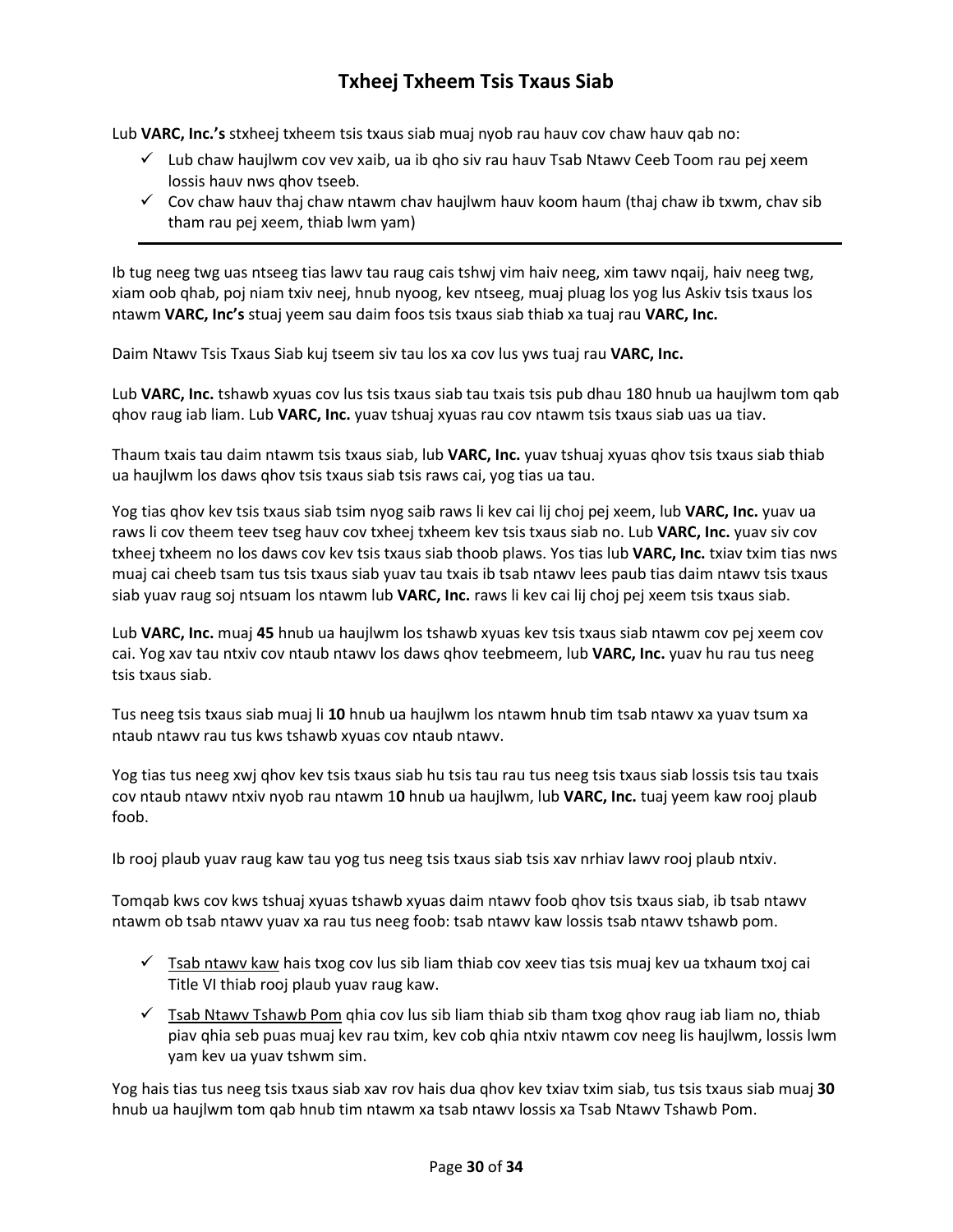# Txheej Txheem Tsis Txaus Siab

Lub **VARC, Inc.'s** stxheej txheem tsis txaus siab muaj nyob rau hauv cov chaw hauv qab no:

- ✓ Lub chaw haujlwm cov vev xaib, ua ib qho siv rau hauv Tsab Ntawv Ceeb Toom rau pej xeem lossis hauv nws qhov tseeb.
- ✓ Cov chaw hauv thaj chaw ntawm chav haujlwm hauv koom haum (thaj chaw ib txwm, chav sib tham rau pej xeem, thiab lwm yam)

---

Ib tug neeg twg uas ntseeg tias lawv tau raug cais tshwj vim haiv neeg, xim tawv nqaij, haiv neeg twg, xiam oob qhab, poj niam txiv neej, hnub nyoog, kev ntseeg, muaj pluag los yog lus Askiv tsis txaus los ntawm **VARC, Inc's** stuaj yeem sau daim foos tsis txaus siab thiab xa tuaj rau **VARC, Inc.**

Daim Ntawv Tsis Txaus Siab kuj tseem siv tau los xa cov lus yws tuaj rau **VARC, Inc.**

Lub **VARC, Inc.** tshawb xyuas cov lus tsis txaus siab tau txais tsis pub dhau 180 hnub ua haujlwm tom qab qhov raug iab liam. Lub **VARC, Inc.** yuav tshuaj xyuas rau cov ntawm tsis txaus siab uas ua tiav.

Thaum txais tau daim ntawm tsis txaus siab, lub **VARC, Inc.** yuav tshuaj xyuas qhov tsis txaus siab thiab ua haujlwm los daws qhov tsis txaus siab tsis raws cai, yog tias ua tau.

Yog tias qhov kev tsis txaus siab tsim nyog saib raws li kev cai lij choj pej xeem, lub **VARC, Inc.** yuav ua raws li cov theem teev tseg hauv cov txheej txheem kev tsis txaus siab no. Lub **VARC, Inc.** yuav siv cov txheej txheem no los daws cov kev tsis txaus siab thoob plaws. Yos tias lub **VARC, Inc.** txiav txim tias nws muaj cai cheeb tsam tus tsis txaus siab yuav tau txais ib tsab ntawv lees paub tias daim ntawv tsis txaus siab yuav raug soj ntsuam los ntawm lub **VARC, Inc.** raws li kev cai lij choj pej xeem tsis txaus siab.

Lub **VARC, Inc.** muaj **45** hnub ua haujlwm los tshawb xyuas kev tsis txaus siab ntawm cov pej xeem cov cai. Yog xav tau ntxiv cov ntaub ntawv los daws qhov teebmeem, lub **VARC, Inc.** yuav hu rau tus neeg tsis txaus siab.

Tus neeg tsis txaus siab muaj li **10** hnub ua haujlwm los ntawm hnub tim tsab ntawv xa yuav tsum xa ntaub ntawv rau tus kws tshawb xyuas cov ntaub ntawv.

Yog tias tus neeg xwj qhov kev tsis txaus siab hu tsis tau rau tus neeg tsis txaus siab lossis tsis tau txais cov ntaub ntawv ntxiv nyob rau ntawm 1**0** hnub ua haujlwm, lub **VARC, Inc.** tuaj yeem kaw rooj plaub foob.

Ib rooj plaub yuav raug kaw tau yog tus neeg tsis txaus siab tsis xav nrhiav lawv rooj plaub ntxiv.

Tomqab kws cov kws tshuaj xyuas tshawb xyuas daim ntawv foob qhov tsis txaus siab, ib tsab ntawv ntawm ob tsab ntawv yuav xa rau tus neeg foob: tsab ntawv kaw lossis tsab ntawv tshawb pom.

- ✓ <u>Tsab ntawv kaw</u> hais txog cov lus sib liam thiab cov xeev tias tsis muaj kev ua txhaum txoj cai Title VI thiab rooj plaub yuav raug kaw.
- ✓ <u>Tsab Ntawv Tshawb Pom</u> qhia cov lus sib liam thiab sib tham txog qhov raug iab liam no, thiab piav qhia seb puas muaj kev rau txim, kev cob qhia ntxiv ntawm cov neeg lis haujlwm, lossis lwm yam kev ua yuav tshwm sim.

Yog hais tias tus neeg tsis txaus siab xav rov hais dua qhov kev txiav txim siab, tus tsis txaus siab muaj **30** hnub ua haujlwm tom qab hnub tim ntawm xa tsab ntawv lossis xa Tsab Ntawv Tshawb Pom.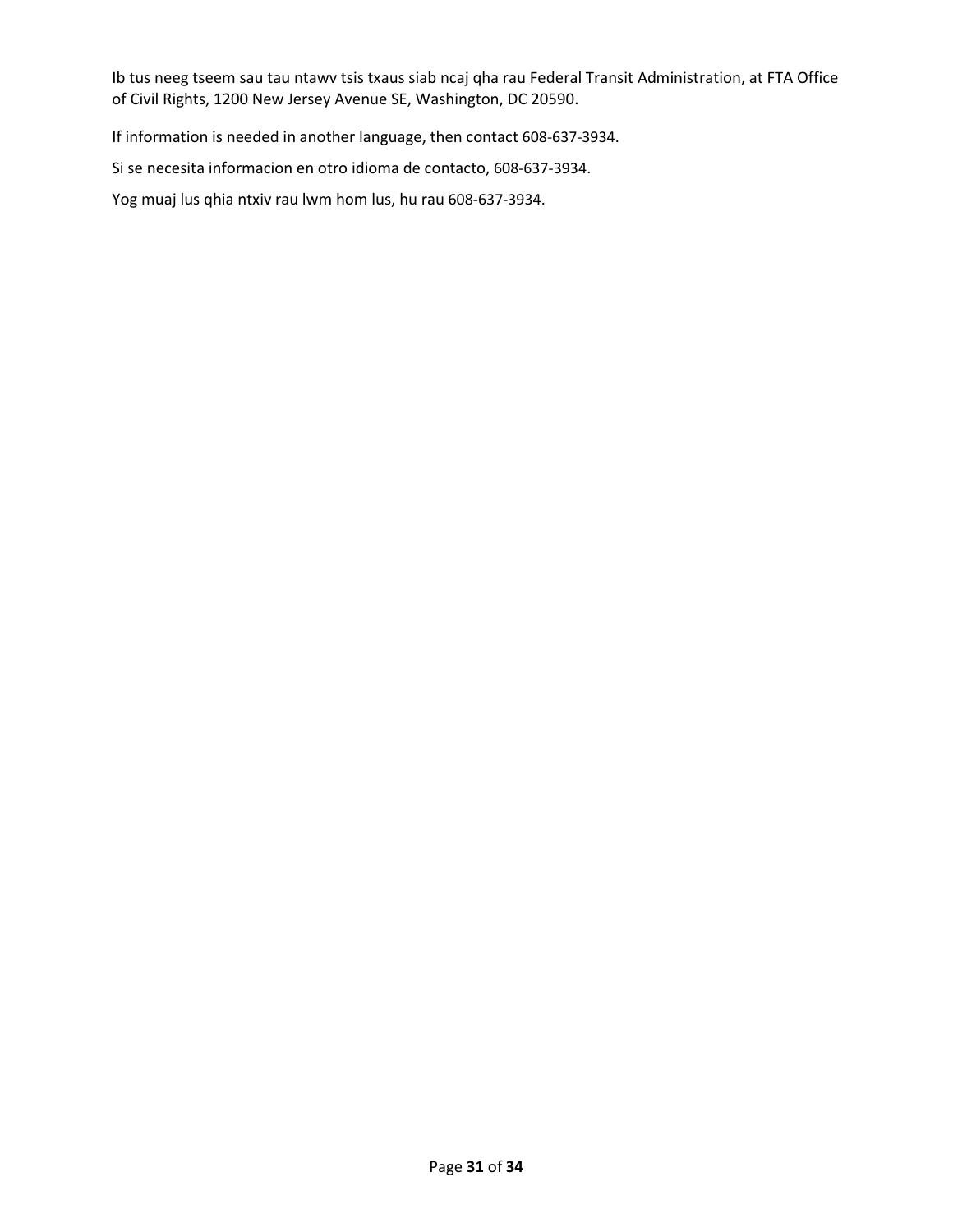Ib tus neeg tseem sau tau ntawv tsis txaus siab ncaj qha rau Federal Transit Administration, at FTA Office of Civil Rights, 1200 New Jersey Avenue SE, Washington, DC 20590.

If information is needed in another language, then contact 608-637-3934.

Si se necesita informacion en otro idioma de contacto, 608-637-3934.

Yog muaj lus qhia ntxiv rau lwm hom lus, hu rau 608-637-3934.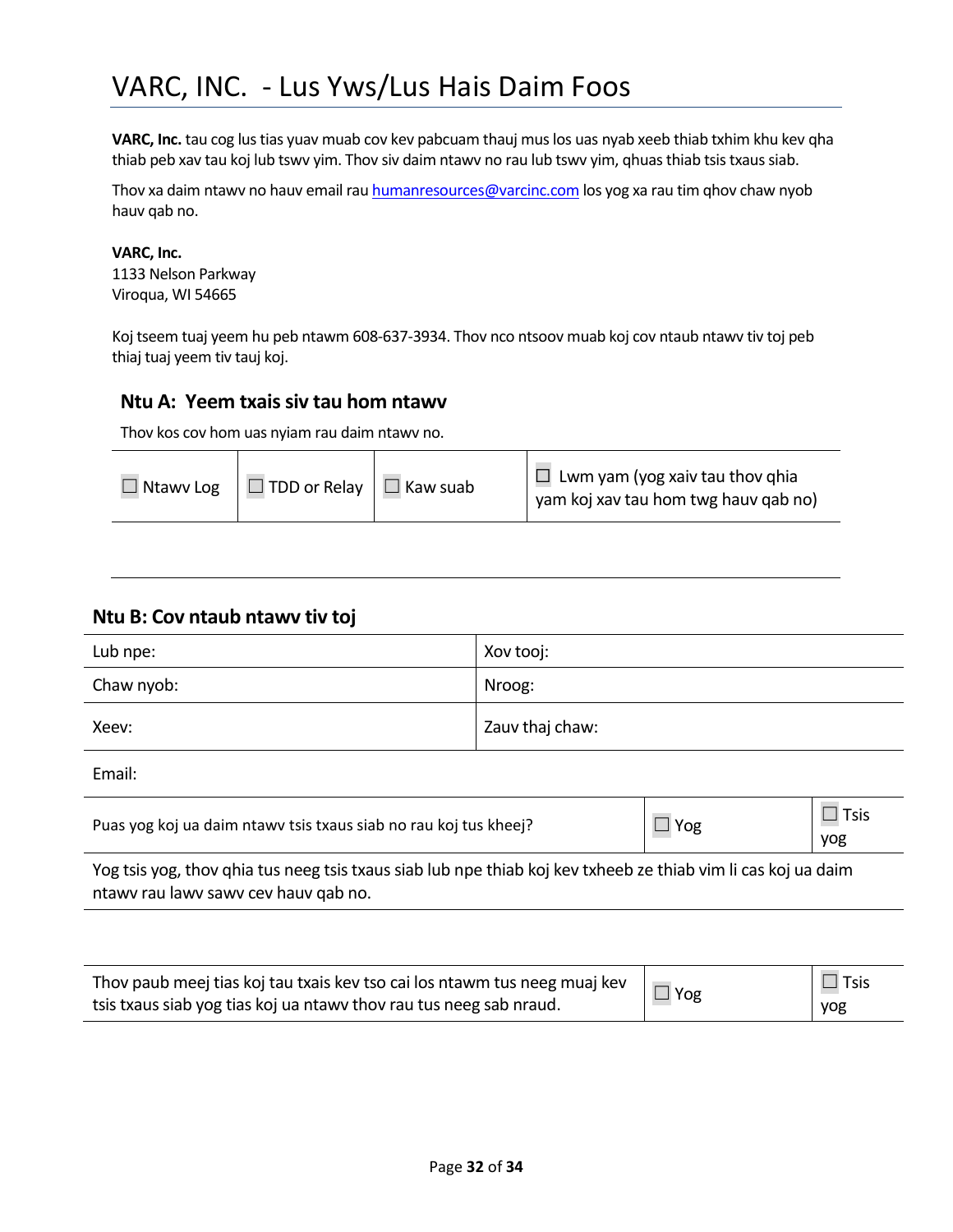# VARC, INC. - Lus Yws/Lus Hais Daim Foos

**VARC, Inc.** tau cog lus tias yuav muab cov kev pabcuam thauj mus los uas nyab xeeb thiab txhim khu kev qha thiab peb xav tau koj lub tswv yim. Thov siv daim ntawv no rau lub tswv yim, qhuas thiab tsis txaus siab.

Thov xa daim ntawv no hauv email rau humanresources@varcinc.com los yog xa rau tim qhov chaw nyob hauv qab no.

**VARC, Inc.**
1133 Nelson Parkway
Viroqua, WI 54665

Koj tseem tuaj yeem hu peb ntawm 608-637-3934. Thov nco ntsoov muab koj cov ntaub ntawv tiv toj peb thiaj tuaj yeem tiv tauj koj.

## Ntu A: Yeem txais siv tau hom ntawv

Thov kos cov hom uas nyiam rau daim ntawv no.

| ☐ Ntawv Log | ☐ TDD or Relay | ☐ Kaw suab | ☐ Lwm yam (yog xaiv tau thov qhia yam koj xav tau hom twg hauv qab no) |
|---|---|---|---|

## Ntu B: Cov ntaub ntawv tiv toj

| Lub npe: | Xov tooj: |
|---|---|
| Chaw nyob: | Nroog: |
| Xeev: | Zauv thaj chaw: |
| Email: | |

| Puas yog koj ua daim ntawv tsis txaus siab no rau koj tus kheej? | ☐ Yog | ☐ Tsis yog |
|---|---|---|
| Yog tsis yog, thov qhia tus neeg tsis txaus siab lub npe thiab koj kev txheeb ze thiab vim li cas koj ua daim ntawv rau lawv sawv cev hauv qab no. | | |

| Thov paub meej tias koj tau txais kev tso cai los ntawm tus neeg muaj kev tsis txaus siab yog tias koj ua ntawv thov rau tus neeg sab nraud. | ☐ Yog | ☐ Tsis yog |
|---|---|---|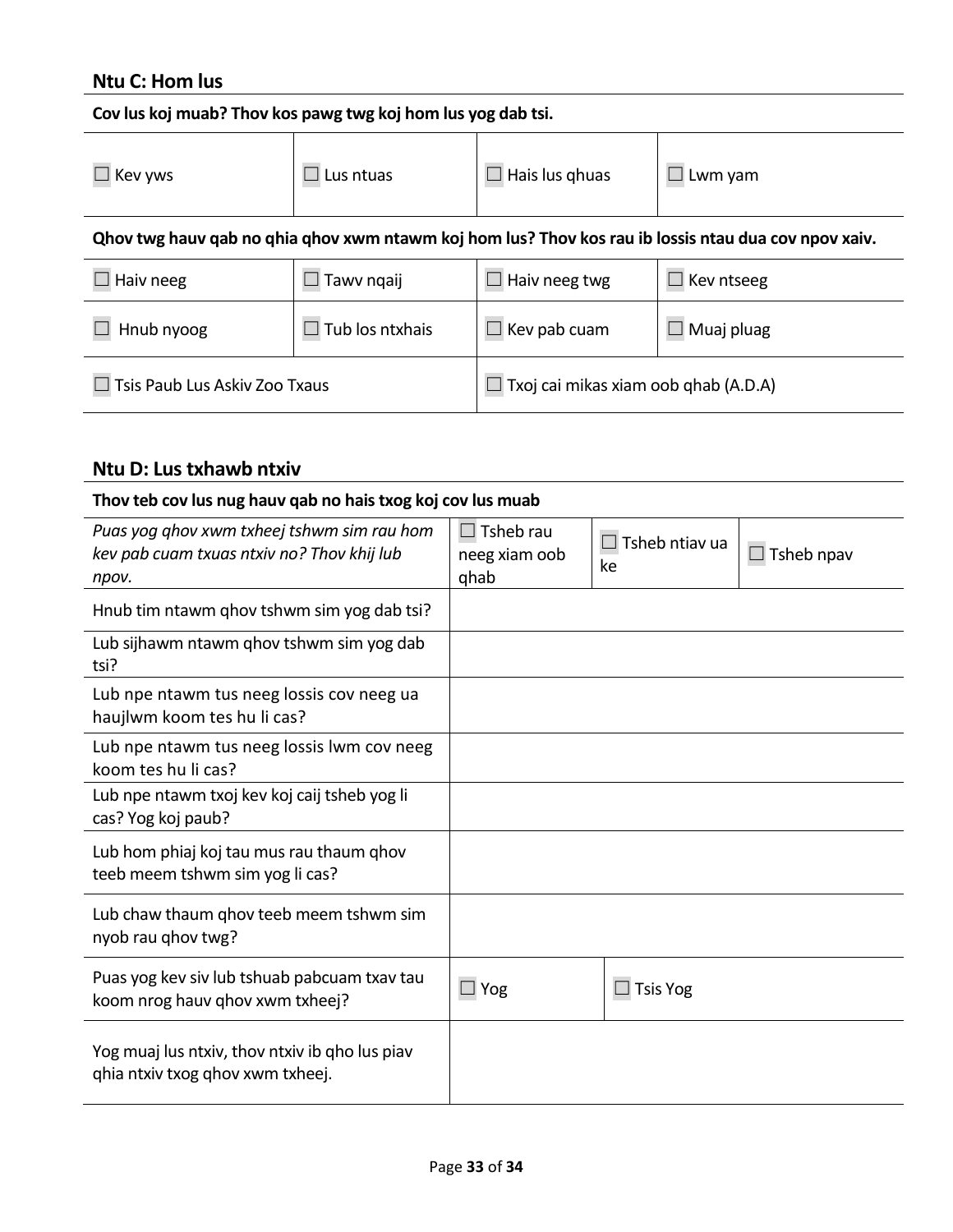## Ntu C: Hom lus

| Cov lus koj muab? Thov kos pawg twg koj hom lus yog dab tsi. | | | |
|---|---|---|---|
| ☐ Kev yws | ☐ Lus ntuas | ☐ Hais lus qhuas | ☐ Lwm yam |

| Qhov twg hauv qab no qhia qhov xwm ntawm koj hom lus? Thov kos rau ib lossis ntau dua cov npov xaiv. | | | |
|---|---|---|---|
| ☐ Haiv neeg | ☐ Tawv nqaij | ☐ Haiv neeg twg | ☐ Kev ntseeg |
| ☐ Hnub nyoog | ☐ Tub los ntxhais | ☐ Kev pab cuam | ☐ Muaj pluag |
| ☐ Tsis Paub Lus Askiv Zoo Txaus | | ☐ Txoj cai mikas xiam oob qhab (A.D.A) | |

## Ntu D: Lus txhawb ntxiv

| Thov teb cov lus nug hauv qab no hais txog koj cov lus muab | | | |
|---|---|---|---|
| *Puas yog qhov xwm txheej tshwm sim rau hom kev pab cuam txuas ntxiv no? Thov khij lub npov.* | ☐ Tsheb rau neeg xiam oob qhab | ☐ Tsheb ntiav ua ke | ☐ Tsheb npav |
| Hnub tim ntawm qhov tshwm sim yog dab tsi? | | | |
| Lub sijhawm ntawm qhov tshwm sim yog dab tsi? | | | |
| Lub npe ntawm tus neeg lossis cov neeg ua haujlwm koom tes hu li cas? | | | |
| Lub npe ntawm tus neeg lossis lwm cov neeg koom tes hu li cas? | | | |
| Lub npe ntawm txoj kev koj caij tsheb yog li cas? Yog koj paub? | | | |
| Lub hom phiaj koj tau mus rau thaum qhov teeb meem tshwm sim yog li cas? | | | |
| Lub chaw thaum qhov teeb meem tshwm sim nyob rau qhov twg? | | | |
| Puas yog kev siv lub tshuab pabcuam txav tau koom nrog hauv qhov xwm txheej? | ☐ Yog | ☐ Tsis Yog | |
| Yog muaj lus ntxiv, thov ntxiv ib qho lus piav qhia ntxiv txog qhov xwm txheej. | | | |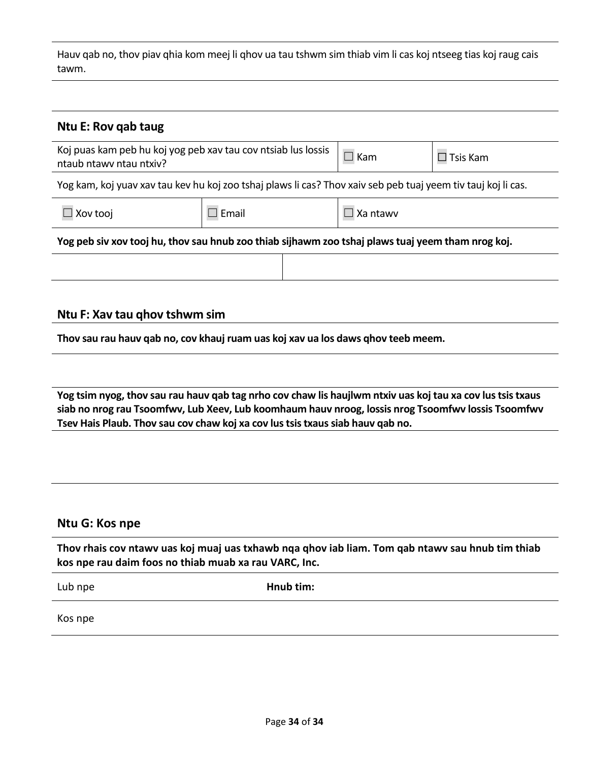Hauv qab no, thov piav qhia kom meej li qhov ua tau tshwm sim thiab vim li cas koj ntseeg tias koj raug cais tawm.

## Ntu E: Rov qab taug

| | | |
|---|---|---|
| Koj puas kam peb hu koj yog peb xav tau cov ntsiab lus lossis ntaub ntawv ntau ntxiv? | ☐ Kam | ☐ Tsis Kam |

Yog kam, koj yuav xav tau kev hu koj zoo tshaj plaws li cas? Thov xaiv seb peb tuaj yeem tiv tauj koj li cas.

| | | |
|---|---|---|
| ☐ Xov tooj | ☐ Email | ☐ Xa ntawv |

**Yog peb siv xov tooj hu, thov sau hnub zoo thiab sijhawm zoo tshaj plaws tuaj yeem tham nrog koj.**

| | |
|---|---|
| | |

## Ntu F: Xav tau qhov tshwm sim

**Thov sau rau hauv qab no, cov khauj ruam uas koj xav ua los daws qhov teeb meem.**

**Yog tsim nyog, thov sau rau hauv qab tag nrho cov chaw lis haujlwm ntxiv uas koj tau xa cov lus tsis txaus siab no nrog rau Tsoomfwv, Lub Xeev, Lub koomhaum hauv nroog, lossis nrog Tsoomfwv lossis Tsoomfwv Tsev Hais Plaub. Thov sau cov chaw koj xa cov lus tsis txaus siab hauv qab no.**

## Ntu G: Kos npe

**Thov rhais cov ntawv uas koj muaj uas txhawb nqa qhov iab liam. Tom qab ntawv sau hnub tim thiab kos npe rau daim foos no thiab muab xa rau VARC, Inc.**

| | |
|---|---|
| Lub npe | **Hnub tim:** |
| Kos npe | |